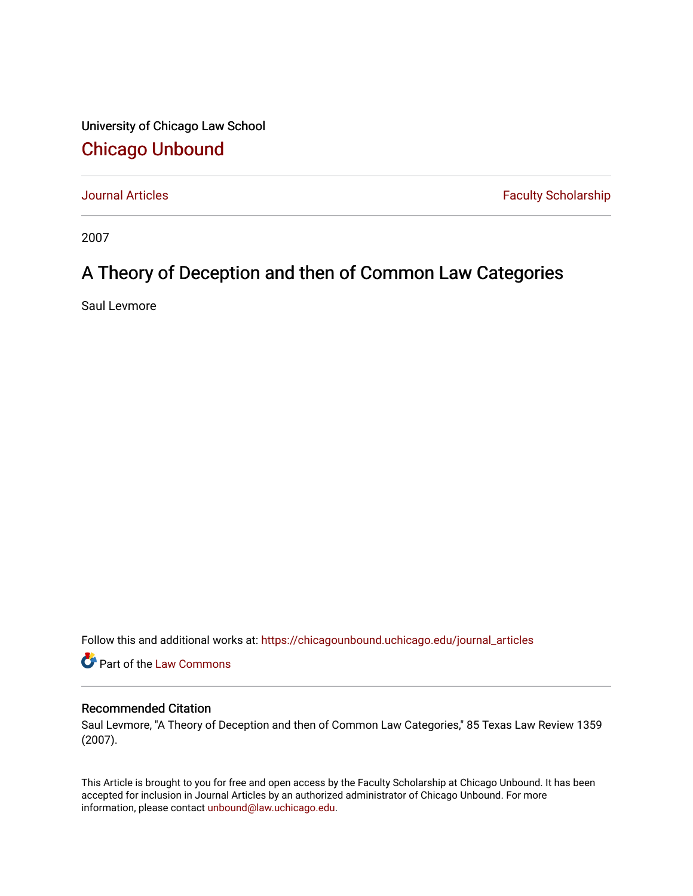University of Chicago Law School

# Chicago Unbound

Journal Articles | Faculty Scholarship

2007

# A Theory of Deception and then of Common Law Categories

Saul Levmore

Follow this and additional works at: https://chicagounbound.uchicago.edu/journal_articles

Part of the Law Commons

## Recommended Citation

Saul Levmore, "A Theory of Deception and then of Common Law Categories," 85 Texas Law Review 1359 (2007).

This Article is brought to you for free and open access by the Faculty Scholarship at Chicago Unbound. It has been accepted for inclusion in Journal Articles by an authorized administrator of Chicago Unbound. For more information, please contact unbound@law.uchicago.edu.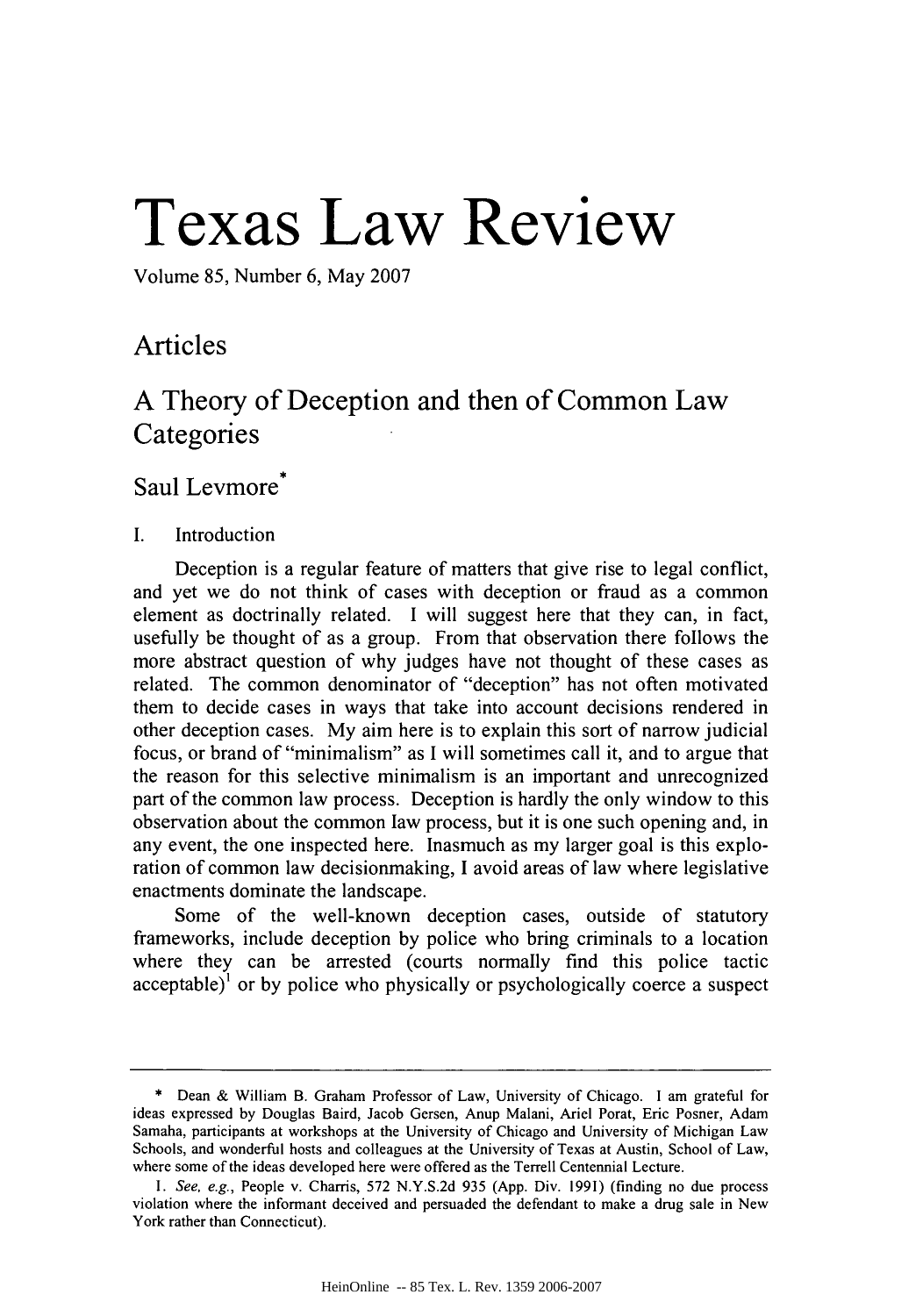# Texas Law Review

Volume 85, Number 6, May 2007

## Articles

## A Theory of Deception and then of Common Law Categories

### Saul Levmore*

I. Introduction

Deception is a regular feature of matters that give rise to legal conflict, and yet we do not think of cases with deception or fraud as a common element as doctrinally related. I will suggest here that they can, in fact, usefully be thought of as a group. From that observation there follows the more abstract question of why judges have not thought of these cases as related. The common denominator of "deception" has not often motivated them to decide cases in ways that take into account decisions rendered in other deception cases. My aim here is to explain this sort of narrow judicial focus, or brand of "minimalism" as I will sometimes call it, and to argue that the reason for this selective minimalism is an important and unrecognized part of the common law process. Deception is hardly the only window to this observation about the common law process, but it is one such opening and, in any event, the one inspected here. Inasmuch as my larger goal is this exploration of common law decisionmaking, I avoid areas of law where legislative enactments dominate the landscape.

Some of the well-known deception cases, outside of statutory frameworks, include deception by police who bring criminals to a location where they can be arrested (courts normally find this police tactic acceptable)[1] or by police who physically or psychologically coerce a suspect

---

\* Dean & William B. Graham Professor of Law, University of Chicago. I am grateful for ideas expressed by Douglas Baird, Jacob Gersen, Anup Malani, Ariel Porat, Eric Posner, Adam Samaha, participants at workshops at the University of Chicago and University of Michigan Law Schools, and wonderful hosts and colleagues at the University of Texas at Austin, School of Law, where some of the ideas developed here were offered as the Terrell Centennial Lecture.

1. *See, e.g.*, People v. Charris, 572 N.Y.S.2d 935 (App. Div. 1991) (finding no due process violation where the informant deceived and persuaded the defendant to make a drug sale in New York rather than Connecticut).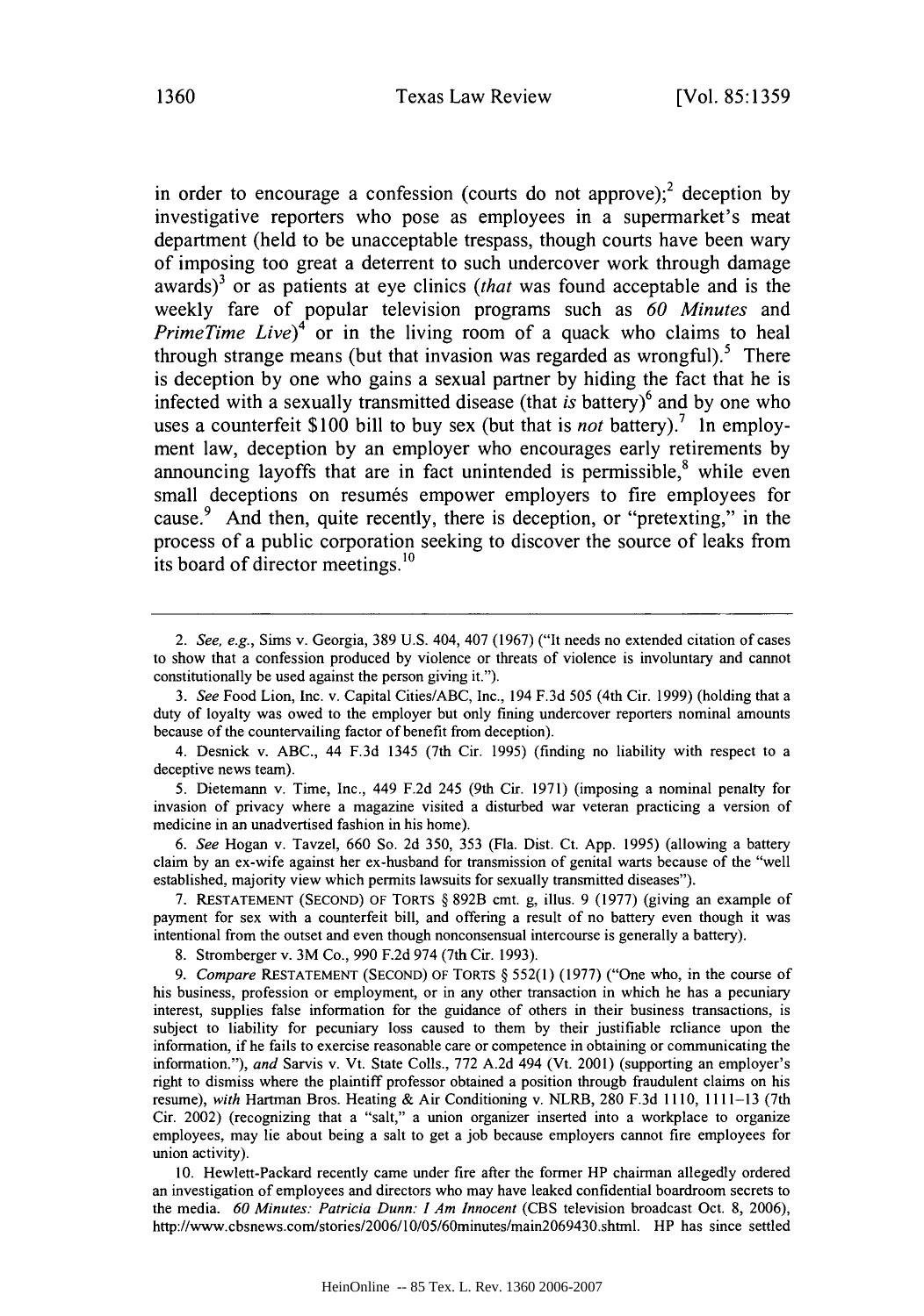in order to encourage a confession (courts do not approve);[2] deception by investigative reporters who pose as employees in a supermarket's meat department (held to be unacceptable trespass, though courts have been wary of imposing too great a deterrent to such undercover work through damage awards)[3] or as patients at eye clinics (*that* was found acceptable and is the weekly fare of popular television programs such as *60 Minutes* and *PrimeTime Live*)[4] or in the living room of a quack who claims to heal through strange means (but that invasion was regarded as wrongful).[5] There is deception by one who gains a sexual partner by hiding the fact that he is infected with a sexually transmitted disease (that *is* battery)[6] and by one who uses a counterfeit $100 bill to buy sex (but that is *not* battery).[7] In employment law, deception by an employer who encourages early retirements by announcing layoffs that are in fact unintended is permissible,[8] while even small deceptions on resumés empower employers to fire employees for cause.[9] And then, quite recently, there is deception, or "pretexting," in the process of a public corporation seeking to discover the source of leaks from its board of director meetings.[10]

---

2. *See, e.g.*, Sims v. Georgia, 389 U.S. 404, 407 (1967) ("It needs no extended citation of cases to show that a confession produced by violence or threats of violence is involuntary and cannot constitutionally be used against the person giving it.").

3. *See* Food Lion, Inc. v. Capital Cities/ABC, Inc., 194 F.3d 505 (4th Cir. 1999) (holding that a duty of loyalty was owed to the employer but only fining undercover reporters nominal amounts because of the countervailing factor of benefit from deception).

4. Desnick v. ABC., 44 F.3d 1345 (7th Cir. 1995) (finding no liability with respect to a deceptive news team).

5. Dietemann v. Time, Inc., 449 F.2d 245 (9th Cir. 1971) (imposing a nominal penalty for invasion of privacy where a magazine visited a disturbed war veteran practicing a version of medicine in an unadvertised fashion in his home).

6. *See* Hogan v. Tavzel, 660 So. 2d 350, 353 (Fla. Dist. Ct. App. 1995) (allowing a battery claim by an ex-wife against her ex-husband for transmission of genital warts because of the "well established, majority view which permits lawsuits for sexually transmitted diseases").

7. RESTATEMENT (SECOND) OF TORTS § 892B cmt. g, illus. 9 (1977) (giving an example of payment for sex with a counterfeit bill, and offering a result of no battery even though it was intentional from the outset and even though nonconsensual intercourse is generally a battery).

8. Stromberger v. 3M Co., 990 F.2d 974 (7th Cir. 1993).

9. *Compare* RESTATEMENT (SECOND) OF TORTS § 552(1) (1977) ("One who, in the course of his business, profession or employment, or in any other transaction in which he has a pecuniary interest, supplies false information for the guidance of others in their business transactions, is subject to liability for pecuniary loss caused to them by their justifiable reliance upon the information, if he fails to exercise reasonable care or competence in obtaining or communicating the information."), *and* Sarvis v. Vt. State Colls., 772 A.2d 494 (Vt. 2001) (supporting an employer's right to dismiss where the plaintiff professor obtained a position through fraudulent claims on his resume), *with* Hartman Bros. Heating & Air Conditioning v. NLRB, 280 F.3d 1110, 1111–13 (7th Cir. 2002) (recognizing that a "salt," a union organizer inserted into a workplace to organize employees, may lie about being a salt to get a job because employers cannot fire employees for union activity).

10. Hewlett-Packard recently came under fire after the former HP chairman allegedly ordered an investigation of employees and directors who may have leaked confidential boardroom secrets to the media. *60 Minutes: Patricia Dunn: I Am Innocent* (CBS television broadcast Oct. 8, 2006), http://www.cbsnews.com/stories/2006/10/05/60minutes/main2069430.shtml. HP has since settled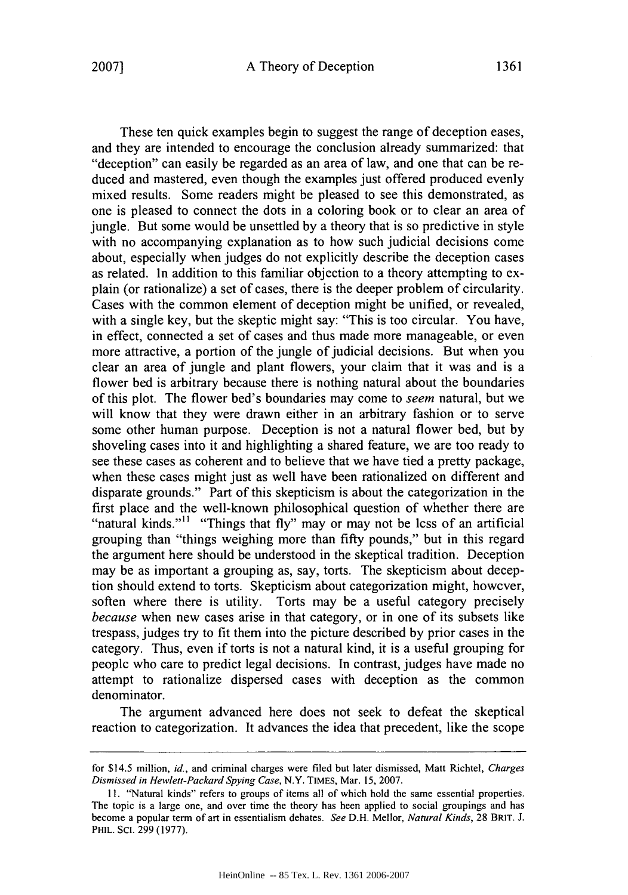These ten quick examples begin to suggest the range of deception eases, and they are intended to encourage the conclusion already summarized: that "deception" can easily be regarded as an area of law, and one that can be reduced and mastered, even though the examples just offered produced evenly mixed results. Some readers might be pleased to see this demonstrated, as one is pleased to connect the dots in a coloring book or to clear an area of jungle. But some would be unsettled by a theory that is so predictive in style with no accompanying explanation as to how such judicial decisions come about, especially when judges do not explicitly describe the deception cases as related. In addition to this familiar objection to a theory attempting to explain (or rationalize) a set of cases, there is the deeper problem of circularity. Cases with the common element of deception might be unified, or revealed, with a single key, but the skeptic might say: "This is too circular. You have, in effect, connected a set of cases and thus made more manageable, or even more attractive, a portion of the jungle of judicial decisions. But when you clear an area of jungle and plant flowers, your claim that it was and is a flower bed is arbitrary because there is nothing natural about the boundaries of this plot. The flower bed's boundaries may come to *seem* natural, but we will know that they were drawn either in an arbitrary fashion or to serve some other human purpose. Deception is not a natural flower bed, but by shoveling cases into it and highlighting a shared feature, we are too ready to see these cases as coherent and to believe that we have tied a pretty package, when these cases might just as well have been rationalized on different and disparate grounds." Part of this skepticism is about the categorization in the first place and the well-known philosophical question of whether there are "natural kinds."[11] "Things that fly" may or may not be less of an artificial grouping than "things weighing more than fifty pounds," but in this regard the argument here should be understood in the skeptical tradition. Deception may be as important a grouping as, say, torts. The skepticism about deception should extend to torts. Skepticism about categorization might, however, soften where there is utility. Torts may be a useful category precisely *because* when new cases arise in that category, or in one of its subsets like trespass, judges try to fit them into the picture described by prior cases in the category. Thus, even if torts is not a natural kind, it is a useful grouping for people who care to predict legal decisions. In contrast, judges have made no attempt to rationalize dispersed cases with deception as the common denominator.

The argument advanced here does not seek to defeat the skeptical reaction to categorization. It advances the idea that precedent, like the scope

---

for $14.5 million, *id.*, and criminal charges were filed but later dismissed, Matt Richtel, *Charges Dismissed in Hewlett-Packard Spying Case*, N.Y. TIMES, Mar. 15, 2007.

11. "Natural kinds" refers to groups of items all of which hold the same essential properties. The topic is a large one, and over time the theory has been applied to social groupings and has become a popular term of art in essentialism debates. *See* D.H. Mellor, *Natural Kinds*, 28 BRIT. J. PHIL. SCI. 299 (1977).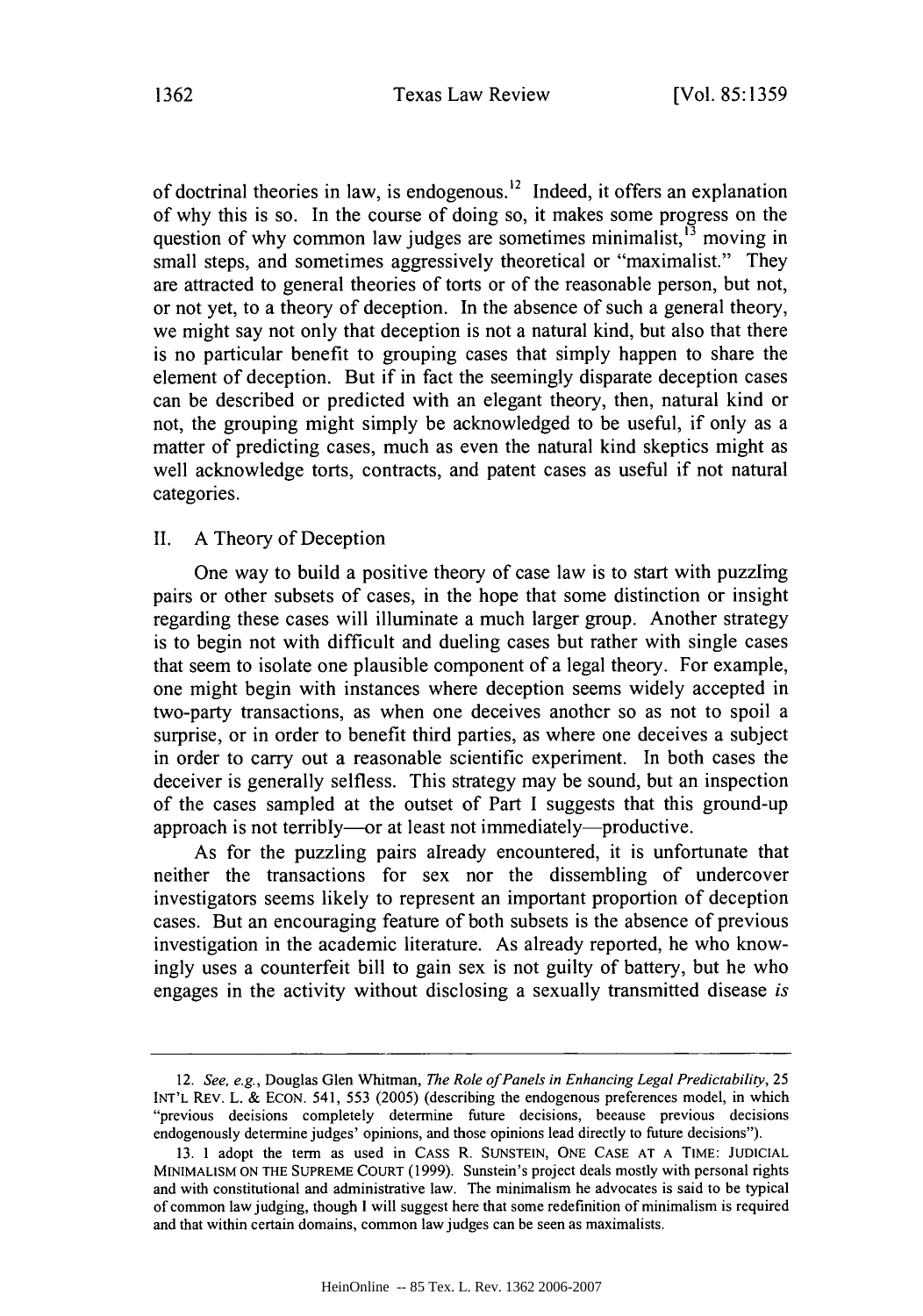of doctrinal theories in law, is endogenous.[12] Indeed, it offers an explanation of why this is so. In the course of doing so, it makes some progress on the question of why common law judges are sometimes minimalist,[13] moving in small steps, and sometimes aggressively theoretical or "maximalist." They are attracted to general theories of torts or of the reasonable person, but not, or not yet, to a theory of deception. In the absence of such a general theory, we might say not only that deception is not a natural kind, but also that there is no particular benefit to grouping cases that simply happen to share the element of deception. But if in fact the seemingly disparate deception cases can be described or predicted with an elegant theory, then, natural kind or not, the grouping might simply be acknowledged to be useful, if only as a matter of predicting cases, much as even the natural kind skeptics might as well acknowledge torts, contracts, and patent cases as useful if not natural categories.

## II. A Theory of Deception

One way to build a positive theory of case law is to start with puzzlmg pairs or other subsets of cases, in the hope that some distinction or insight regarding these cases will illuminate a much larger group. Another strategy is to begin not with difficult and dueling cases but rather with single cases that seem to isolate one plausible component of a legal theory. For example, one might begin with instances where deception seems widely accepted in two-party transactions, as when one deceives another so as not to spoil a surprise, or in order to benefit third parties, as where one deceives a subject in order to carry out a reasonable scientific experiment. In both cases the deceiver is generally selfless. This strategy may be sound, but an inspection of the cases sampled at the outset of Part I suggests that this ground-up approach is not terribly—or at least not immediately—productive.

As for the puzzling pairs already encountered, it is unfortunate that neither the transactions for sex nor the dissembling of undercover investigators seems likely to represent an important proportion of deception cases. But an encouraging feature of both subsets is the absence of previous investigation in the academic literature. As already reported, he who knowingly uses a counterfeit bill to gain sex is not guilty of battery, but he who engages in the activity without disclosing a sexually transmitted disease *is*

---

12. *See, e.g.*, Douglas Glen Whitman, *The Role of Panels in Enhancing Legal Predictability*, 25 INT'L REV. L. & ECON. 541, 553 (2005) (describing the endogenous preferences model, in which "previous decisions completely determine future decisions, because previous decisions endogenously determine judges' opinions, and those opinions lead directly to future decisions").

13. I adopt the term as used in CASS R. SUNSTEIN, ONE CASE AT A TIME: JUDICIAL MINIMALISM ON THE SUPREME COURT (1999). Sunstein's project deals mostly with personal rights and with constitutional and administrative law. The minimalism he advocates is said to be typical of common law judging, though I will suggest here that some redefinition of minimalism is required and that within certain domains, common law judges can be seen as maximalists.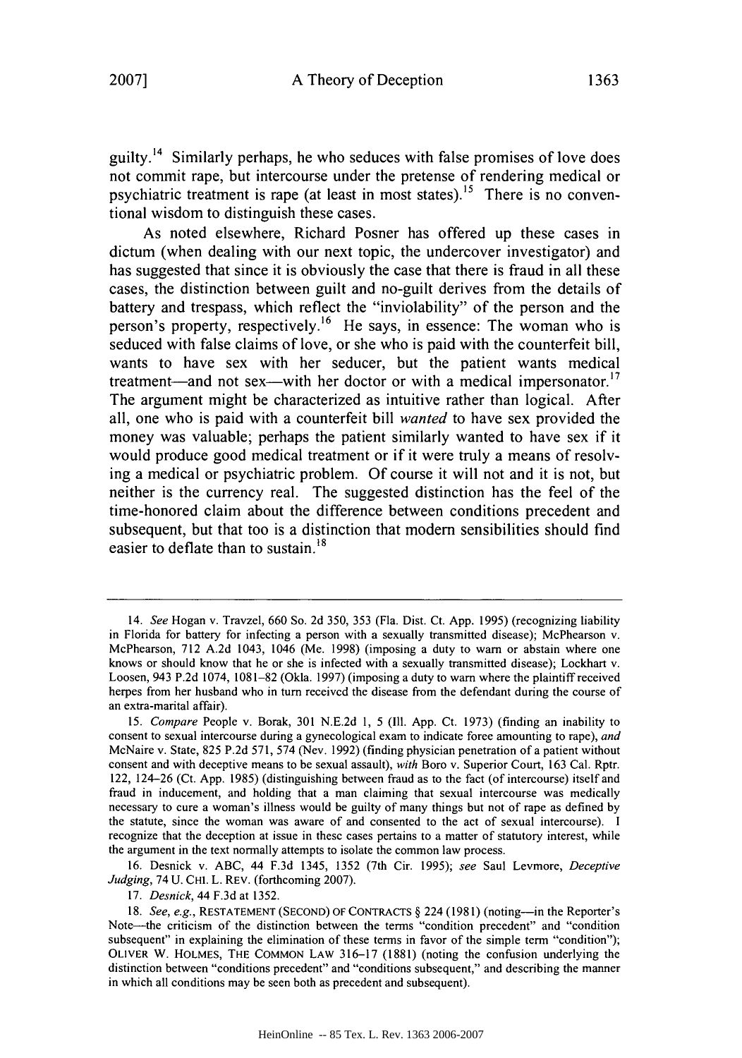guilty.[14] Similarly perhaps, he who seduces with false promises of love does not commit rape, but intercourse under the pretense of rendering medical or psychiatric treatment is rape (at least in most states).[15] There is no conventional wisdom to distinguish these cases.

As noted elsewhere, Richard Posner has offered up these cases in dictum (when dealing with our next topic, the undercover investigator) and has suggested that since it is obviously the case that there is fraud in all these cases, the distinction between guilt and no-guilt derives from the details of battery and trespass, which reflect the "inviolability" of the person and the person's property, respectively.[16] He says, in essence: The woman who is seduced with false claims of love, or she who is paid with the counterfeit bill, wants to have sex with her seducer, but the patient wants medical treatment—and not sex—with her doctor or with a medical impersonator.[17] The argument might be characterized as intuitive rather than logical. After all, one who is paid with a counterfeit bill *wanted* to have sex provided the money was valuable; perhaps the patient similarly wanted to have sex if it would produce good medical treatment or if it were truly a means of resolving a medical or psychiatric problem. Of course it will not and it is not, but neither is the currency real. The suggested distinction has the feel of the time-honored claim about the difference between conditions precedent and subsequent, but that too is a distinction that modern sensibilities should find easier to deflate than to sustain.[18]

---

14. *See* Hogan v. Travzel, 660 So. 2d 350, 353 (Fla. Dist. Ct. App. 1995) (recognizing liability in Florida for battery for infecting a person with a sexually transmitted disease); McPhearson v. McPhearson, 712 A.2d 1043, 1046 (Me. 1998) (imposing a duty to warn or abstain where one knows or should know that he or she is infected with a sexually transmitted disease); Lockhart v. Loosen, 943 P.2d 1074, 1081–82 (Okla. 1997) (imposing a duty to warn where the plaintiff received herpes from her husband who in turn received the disease from the defendant during the course of an extra-marital affair).

15. *Compare* People v. Borak, 301 N.E.2d 1, 5 (Ill. App. Ct. 1973) (finding an inability to consent to sexual intercourse during a gynecological exam to indicate force amounting to rape), *and* McNaire v. State, 825 P.2d 571, 574 (Nev. 1992) (finding physician penetration of a patient without consent and with deceptive means to be sexual assault), *with* Boro v. Superior Court, 163 Cal. Rptr. 122, 124–26 (Ct. App. 1985) (distinguishing between fraud as to the fact (of intercourse) itself and fraud in inducement, and holding that a man claiming that sexual intercourse was medically necessary to cure a woman's illness would be guilty of many things but not of rape as defined by the statute, since the woman was aware of and consented to the act of sexual intercourse). I recognize that the deception at issue in these cases pertains to a matter of statutory interest, while the argument in the text normally attempts to isolate the common law process.

16. Desnick v. ABC, 44 F.3d 1345, 1352 (7th Cir. 1995); *see* Saul Levmore, *Deceptive Judging*, 74 U. CHI. L. REV. (forthcoming 2007).

17. *Desnick*, 44 F.3d at 1352.

18. *See, e.g.*, RESTATEMENT (SECOND) OF CONTRACTS § 224 (1981) (noting—in the Reporter's Note—the criticism of the distinction between the terms "condition precedent" and "condition subsequent" in explaining the elimination of these terms in favor of the simple term "condition"); OLIVER W. HOLMES, THE COMMON LAW 316–17 (1881) (noting the confusion underlying the distinction between "conditions precedent" and "conditions subsequent," and describing the manner in which all conditions may be seen both as precedent and subsequent).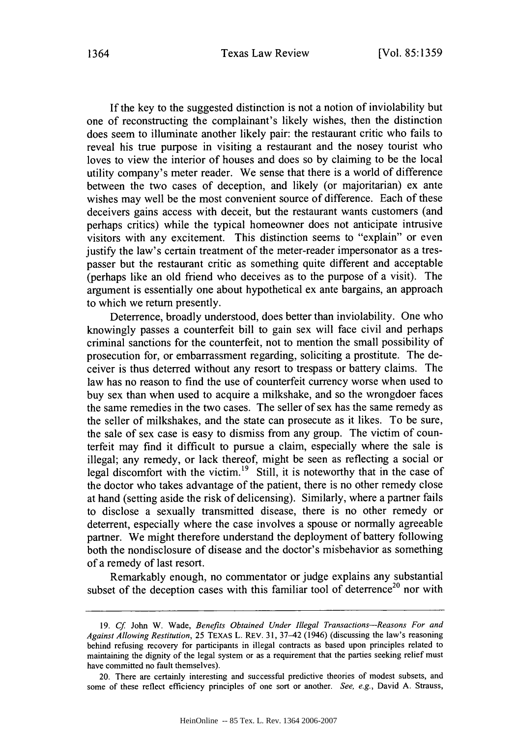If the key to the suggested distinction is not a notion of inviolability but one of reconstructing the complainant's likely wishes, then the distinction does seem to illuminate another likely pair: the restaurant critic who fails to reveal his true purpose in visiting a restaurant and the nosey tourist who loves to view the interior of houses and does so by claiming to be the local utility company's meter reader. We sense that there is a world of difference between the two cases of deception, and likely (or majoritarian) ex ante wishes may well be the most convenient source of difference. Each of these deceivers gains access with deceit, but the restaurant wants customers (and perhaps critics) while the typical homeowner does not anticipate intrusive visitors with any excitement. This distinction seems to "explain" or even justify the law's certain treatment of the meter-reader impersonator as a trespasser but the restaurant critic as something quite different and acceptable (perhaps like an old friend who deceives as to the purpose of a visit). The argument is essentially one about hypothetical ex ante bargains, an approach to which we return presently.

Deterrence, broadly understood, does better than inviolability. One who knowingly passes a counterfeit bill to gain sex will face civil and perhaps criminal sanctions for the counterfeit, not to mention the small possibility of prosecution for, or embarrassment regarding, soliciting a prostitute. The deceiver is thus deterred without any resort to trespass or battery claims. The law has no reason to find the use of counterfeit currency worse when used to buy sex than when used to acquire a milkshake, and so the wrongdoer faces the same remedies in the two cases. The seller of sex has the same remedy as the seller of milkshakes, and the state can prosecute as it likes. To be sure, the sale of sex case is easy to dismiss from any group. The victim of counterfeit may find it difficult to pursue a claim, especially where the sale is illegal; any remedy, or lack thereof, might be seen as reflecting a social or legal discomfort with the victim.[19] Still, it is noteworthy that in the case of the doctor who takes advantage of the patient, there is no other remedy close at hand (setting aside the risk of delicensing). Similarly, where a partner fails to disclose a sexually transmitted disease, there is no other remedy or deterrent, especially where the case involves a spouse or normally agreeable partner. We might therefore understand the deployment of battery following both the nondisclosure of disease and the doctor's misbehavior as something of a remedy of last resort.

Remarkably enough, no commentator or judge explains any substantial subset of the deception cases with this familiar tool of deterrence[20] nor with

---

19. *Cf.* John W. Wade, *Benefits Obtained Under Illegal Transactions—Reasons For and Against Allowing Restitution*, 25 TEXAS L. REV. 31, 37–42 (1946) (discussing the law's reasoning behind refusing recovery for participants in illegal contracts as based upon principles related to maintaining the dignity of the legal system or as a requirement that the parties seeking relief must have committed no fault themselves).

20. There are certainly interesting and successful predictive theories of modest subsets, and some of these reflect efficiency principles of one sort or another. *See, e.g.*, David A. Strauss,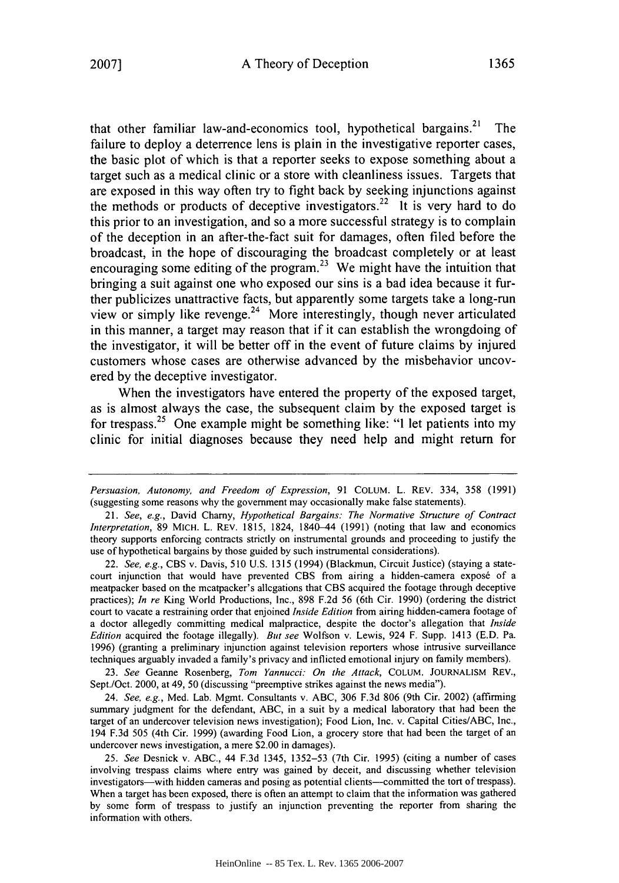that other familiar law-and-economics tool, hypothetical bargains.[21] The failure to deploy a deterrence lens is plain in the investigative reporter cases, the basic plot of which is that a reporter seeks to expose something about a target such as a medical clinic or a store with cleanliness issues. Targets that are exposed in this way often try to fight back by seeking injunctions against the methods or products of deceptive investigators.[22] It is very hard to do this prior to an investigation, and so a more successful strategy is to complain of the deception in an after-the-fact suit for damages, often filed before the broadcast, in the hope of discouraging the broadcast completely or at least encouraging some editing of the program.[23] We might have the intuition that bringing a suit against one who exposed our sins is a bad idea because it further publicizes unattractive facts, but apparently some targets take a long-run view or simply like revenge.[24] More interestingly, though never articulated in this manner, a target may reason that if it can establish the wrongdoing of the investigator, it will be better off in the event of future claims by injured customers whose cases are otherwise advanced by the misbehavior uncovered by the deceptive investigator.

When the investigators have entered the property of the exposed target, as is almost always the case, the subsequent claim by the exposed target is for trespass.[25] One example might be something like: "I let patients into my clinic for initial diagnoses because they need help and might return for

---

*Persuasion, Autonomy, and Freedom of Expression*, 91 COLUM. L. REV. 334, 358 (1991) (suggesting some reasons why the government may occasionally make false statements).

21. *See, e.g.*, David Charny, *Hypothetical Bargains: The Normative Structure of Contract Interpretation*, 89 MICH. L. REV. 1815, 1824, 1840–44 (1991) (noting that law and economics theory supports enforcing contracts strictly on instrumental grounds and proceeding to justify the use of hypothetical bargains by those guided by such instrumental considerations).

22. *See, e.g.*, CBS v. Davis, 510 U.S. 1315 (1994) (Blackmun, Circuit Justice) (staying a state-court injunction that would have prevented CBS from airing a hidden-camera exposé of a meatpacker based on the meatpacker's allegations that CBS acquired the footage through deceptive practices); *In re* King World Productions, Inc., 898 F.2d 56 (6th Cir. 1990) (ordering the district court to vacate a restraining order that enjoined *Inside Edition* from airing hidden-camera footage of a doctor allegedly committing medical malpractice, despite the doctor's allegation that *Inside Edition* acquired the footage illegally). *But see* Wolfson v. Lewis, 924 F. Supp. 1413 (E.D. Pa. 1996) (granting a preliminary injunction against television reporters whose intrusive surveillance techniques arguably invaded a family's privacy and inflicted emotional injury on family members).

23. *See* Geanne Rosenberg, *Tom Yannucci: On the Attack*, COLUM. JOURNALISM REV., Sept./Oct. 2000, at 49, 50 (discussing "preemptive strikes against the news media").

24. *See, e.g.*, Med. Lab. Mgmt. Consultants v. ABC, 306 F.3d 806 (9th Cir. 2002) (affirming summary judgment for the defendant, ABC, in a suit by a medical laboratory that had been the target of an undercover television news investigation); Food Lion, Inc. v. Capital Cities/ABC, Inc., 194 F.3d 505 (4th Cir. 1999) (awarding Food Lion, a grocery store that had been the target of an undercover news investigation, a mere $2.00 in damages).

25. *See* Desnick v. ABC., 44 F.3d 1345, 1352–53 (7th Cir. 1995) (citing a number of cases involving trespass claims where entry was gained by deceit, and discussing whether television investigators—with hidden cameras and posing as potential clients—committed the tort of trespass). When a target has been exposed, there is often an attempt to claim that the information was gathered by some form of trespass to justify an injunction preventing the reporter from sharing the information with others.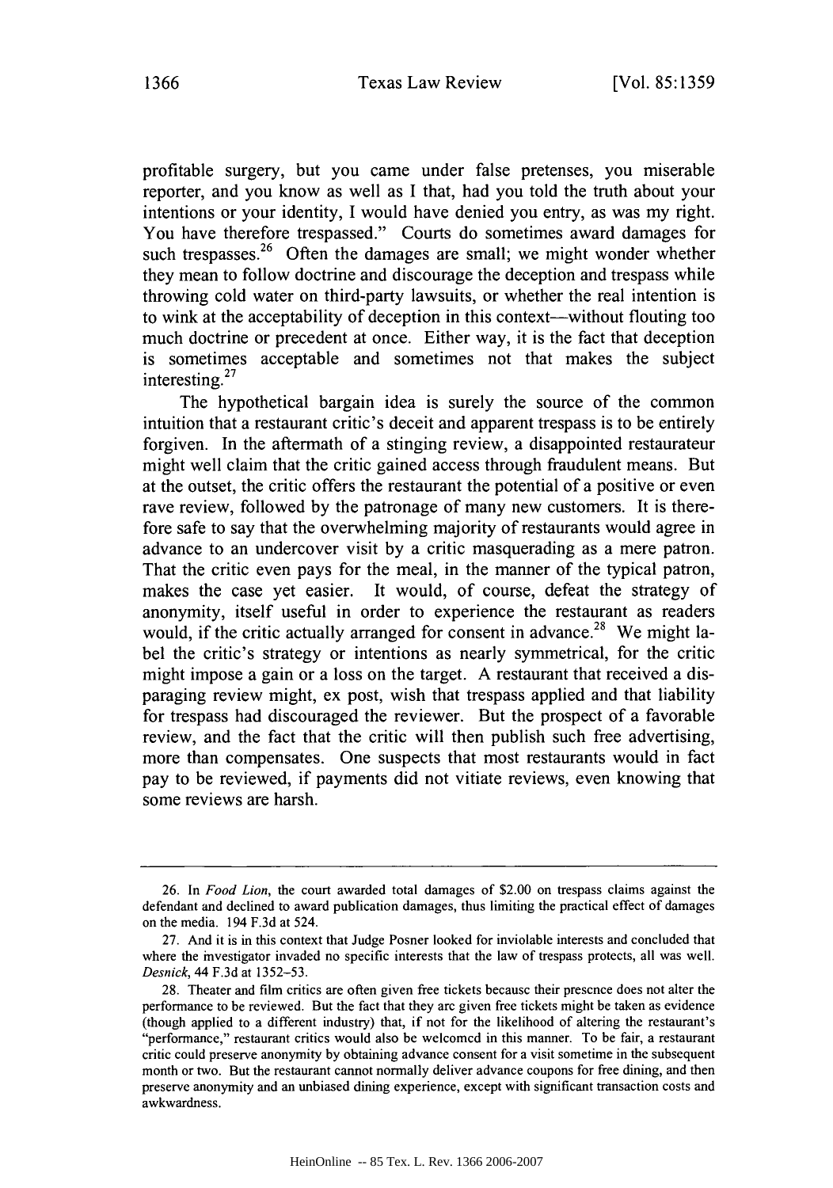profitable surgery, but you came under false pretenses, you miserable reporter, and you know as well as I that, had you told the truth about your intentions or your identity, I would have denied you entry, as was my right. You have therefore trespassed." Courts do sometimes award damages for such trespasses.[26] Often the damages are small; we might wonder whether they mean to follow doctrine and discourage the deception and trespass while throwing cold water on third-party lawsuits, or whether the real intention is to wink at the acceptability of deception in this context—without flouting too much doctrine or precedent at once. Either way, it is the fact that deception is sometimes acceptable and sometimes not that makes the subject interesting.[27]

The hypothetical bargain idea is surely the source of the common intuition that a restaurant critic's deceit and apparent trespass is to be entirely forgiven. In the aftermath of a stinging review, a disappointed restaurateur might well claim that the critic gained access through fraudulent means. But at the outset, the critic offers the restaurant the potential of a positive or even rave review, followed by the patronage of many new customers. It is therefore safe to say that the overwhelming majority of restaurants would agree in advance to an undercover visit by a critic masquerading as a mere patron. That the critic even pays for the meal, in the manner of the typical patron, makes the case yet easier. It would, of course, defeat the strategy of anonymity, itself useful in order to experience the restaurant as readers would, if the critic actually arranged for consent in advance.[28] We might label the critic's strategy or intentions as nearly symmetrical, for the critic might impose a gain or a loss on the target. A restaurant that received a disparaging review might, ex post, wish that trespass applied and that liability for trespass had discouraged the reviewer. But the prospect of a favorable review, and the fact that the critic will then publish such free advertising, more than compensates. One suspects that most restaurants would in fact pay to be reviewed, if payments did not vitiate reviews, even knowing that some reviews are harsh.

---

26. In *Food Lion*, the court awarded total damages of $2.00 on trespass claims against the defendant and declined to award publication damages, thus limiting the practical effect of damages on the media. 194 F.3d at 524.

27. And it is in this context that Judge Posner looked for inviolable interests and concluded that where the investigator invaded no specific interests that the law of trespass protects, all was well. *Desnick*, 44 F.3d at 1352–53.

28. Theater and film critics are often given free tickets because their presence does not alter the performance to be reviewed. But the fact that they are given free tickets might be taken as evidence (though applied to a different industry) that, if not for the likelihood of altering the restaurant's "performance," restaurant critics would also be welcomed in this manner. To be fair, a restaurant critic could preserve anonymity by obtaining advance consent for a visit sometime in the subsequent month or two. But the restaurant cannot normally deliver advance coupons for free dining, and then preserve anonymity and an unbiased dining experience, except with significant transaction costs and awkwardness.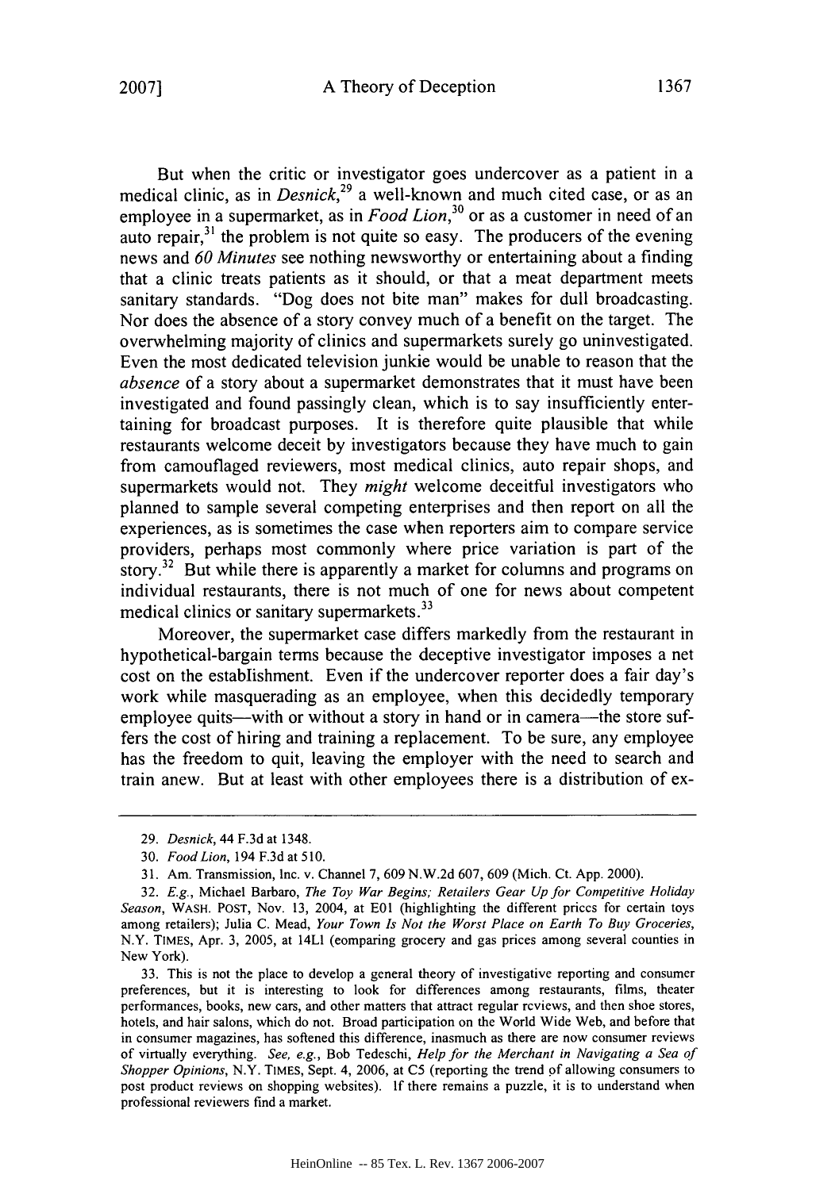But when the critic or investigator goes undercover as a patient in a medical clinic, as in *Desnick*,[29] a well-known and much cited case, or as an employee in a supermarket, as in *Food Lion*,[30] or as a customer in need of an auto repair,[31] the problem is not quite so easy. The producers of the evening news and *60 Minutes* see nothing newsworthy or entertaining about a finding that a clinic treats patients as it should, or that a meat department meets sanitary standards. "Dog does not bite man" makes for dull broadcasting. Nor does the absence of a story convey much of a benefit on the target. The overwhelming majority of clinics and supermarkets surely go uninvestigated. Even the most dedicated television junkie would be unable to reason that the *absence* of a story about a supermarket demonstrates that it must have been investigated and found passingly clean, which is to say insufficiently entertaining for broadcast purposes. It is therefore quite plausible that while restaurants welcome deceit by investigators because they have much to gain from camouflaged reviewers, most medical clinics, auto repair shops, and supermarkets would not. They *might* welcome deceitful investigators who planned to sample several competing enterprises and then report on all the experiences, as is sometimes the case when reporters aim to compare service providers, perhaps most commonly where price variation is part of the story.[32] But while there is apparently a market for columns and programs on individual restaurants, there is not much of one for news about competent medical clinics or sanitary supermarkets.[33]

Moreover, the supermarket case differs markedly from the restaurant in hypothetical-bargain terms because the deceptive investigator imposes a net cost on the establishment. Even if the undercover reporter does a fair day's work while masquerading as an employee, when this decidedly temporary employee quits—with or without a story in hand or in camera—the store suffers the cost of hiring and training a replacement. To be sure, any employee has the freedom to quit, leaving the employer with the need to search and train anew. But at least with other employees there is a distribution of ex-

---

29. *Desnick*, 44 F.3d at 1348.

30. *Food Lion*, 194 F.3d at 510.

31. Am. Transmission, Inc. v. Channel 7, 609 N.W.2d 607, 609 (Mich. Ct. App. 2000).

32. *E.g.*, Michael Barbaro, *The Toy War Begins; Retailers Gear Up for Competitive Holiday Season*, WASH. POST, Nov. 13, 2004, at E01 (highlighting the different prices for certain toys among retailers); Julia C. Mead, *Your Town Is Not the Worst Place on Earth To Buy Groceries*, N.Y. TIMES, Apr. 3, 2005, at 14L1 (comparing grocery and gas prices among several counties in New York).

33. This is not the place to develop a general theory of investigative reporting and consumer preferences, but it is interesting to look for differences among restaurants, films, theater performances, books, new cars, and other matters that attract regular reviews, and then shoe stores, hotels, and hair salons, which do not. Broad participation on the World Wide Web, and before that in consumer magazines, has softened this difference, inasmuch as there are now consumer reviews of virtually everything. *See, e.g.*, Bob Tedeschi, *Help for the Merchant in Navigating a Sea of Shopper Opinions*, N.Y. TIMES, Sept. 4, 2006, at C5 (reporting the trend of allowing consumers to post product reviews on shopping websites). If there remains a puzzle, it is to understand when professional reviewers find a market.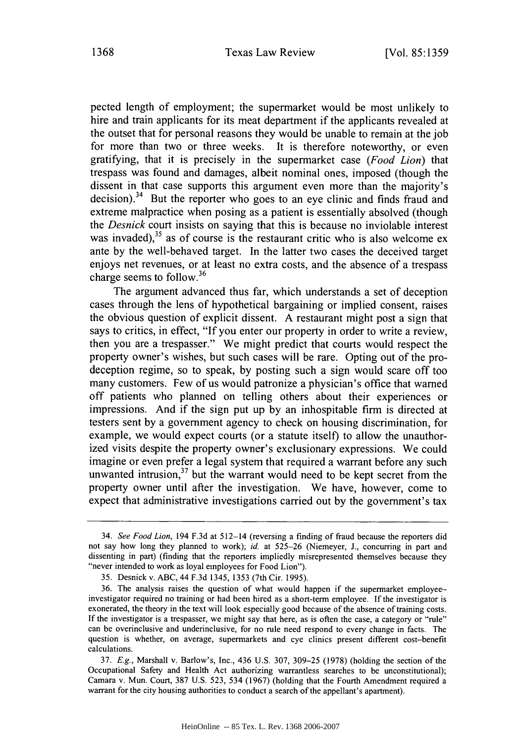pected length of employment; the supermarket would be most unlikely to hire and train applicants for its meat department if the applicants revealed at the outset that for personal reasons they would be unable to remain at the job for more than two or three weeks. It is therefore noteworthy, or even gratifying, that it is precisely in the supermarket case (*Food Lion*) that trespass was found and damages, albeit nominal ones, imposed (though the dissent in that case supports this argument even more than the majority's decision).[34] But the reporter who goes to an eye clinic and finds fraud and extreme malpractice when posing as a patient is essentially absolved (though the *Desnick* court insists on saying that this is because no inviolable interest was invaded),[35] as of course is the restaurant critic who is also welcome ex ante by the well-behaved target. In the latter two cases the deceived target enjoys net revenues, or at least no extra costs, and the absence of a trespass charge seems to follow.[36]

The argument advanced thus far, which understands a set of deception cases through the lens of hypothetical bargaining or implied consent, raises the obvious question of explicit dissent. A restaurant might post a sign that says to critics, in effect, "If you enter our property in order to write a review, then you are a trespasser." We might predict that courts would respect the property owner's wishes, but such cases will be rare. Opting out of the pro-deception regime, so to speak, by posting such a sign would scare off too many customers. Few of us would patronize a physician's office that warned off patients who planned on telling others about their experiences or impressions. And if the sign put up by an inhospitable firm is directed at testers sent by a government agency to check on housing discrimination, for example, we would expect courts (or a statute itself) to allow the unauthorized visits despite the property owner's exclusionary expressions. We could imagine or even prefer a legal system that required a warrant before any such unwanted intrusion,[37] but the warrant would need to be kept secret from the property owner until after the investigation. We have, however, come to expect that administrative investigations carried out by the government's tax

---

34. *See Food Lion*, 194 F.3d at 512–14 (reversing a finding of fraud because the reporters did not say how long they planned to work); *id.* at 525–26 (Niemeyer, J., concurring in part and dissenting in part) (finding that the reporters impliedly misrepresented themselves because they "never intended to work as loyal employees for Food Lion").

35. Desnick v. ABC, 44 F.3d 1345, 1353 (7th Cir. 1995).

36. The analysis raises the question of what would happen if the supermarket employee–investigator required no training or had been hired as a short-term employee. If the investigator is exonerated, the theory in the text will look especially good because of the absence of training costs. If the investigator is a trespasser, we might say that here, as is often the case, a category or "rule" can be overinclusive and underinclusive, for no rule need respond to every change in facts. The question is whether, on average, supermarkets and eye clinics present different cost–benefit calculations.

37. *E.g.*, Marshall v. Barlow's, Inc., 436 U.S. 307, 309–25 (1978) (holding the section of the Occupational Safety and Health Act authorizing warrantless searches to be unconstitutional); Camara v. Mun. Court, 387 U.S. 523, 534 (1967) (holding that the Fourth Amendment required a warrant for the city housing authorities to conduct a search of the appellant's apartment).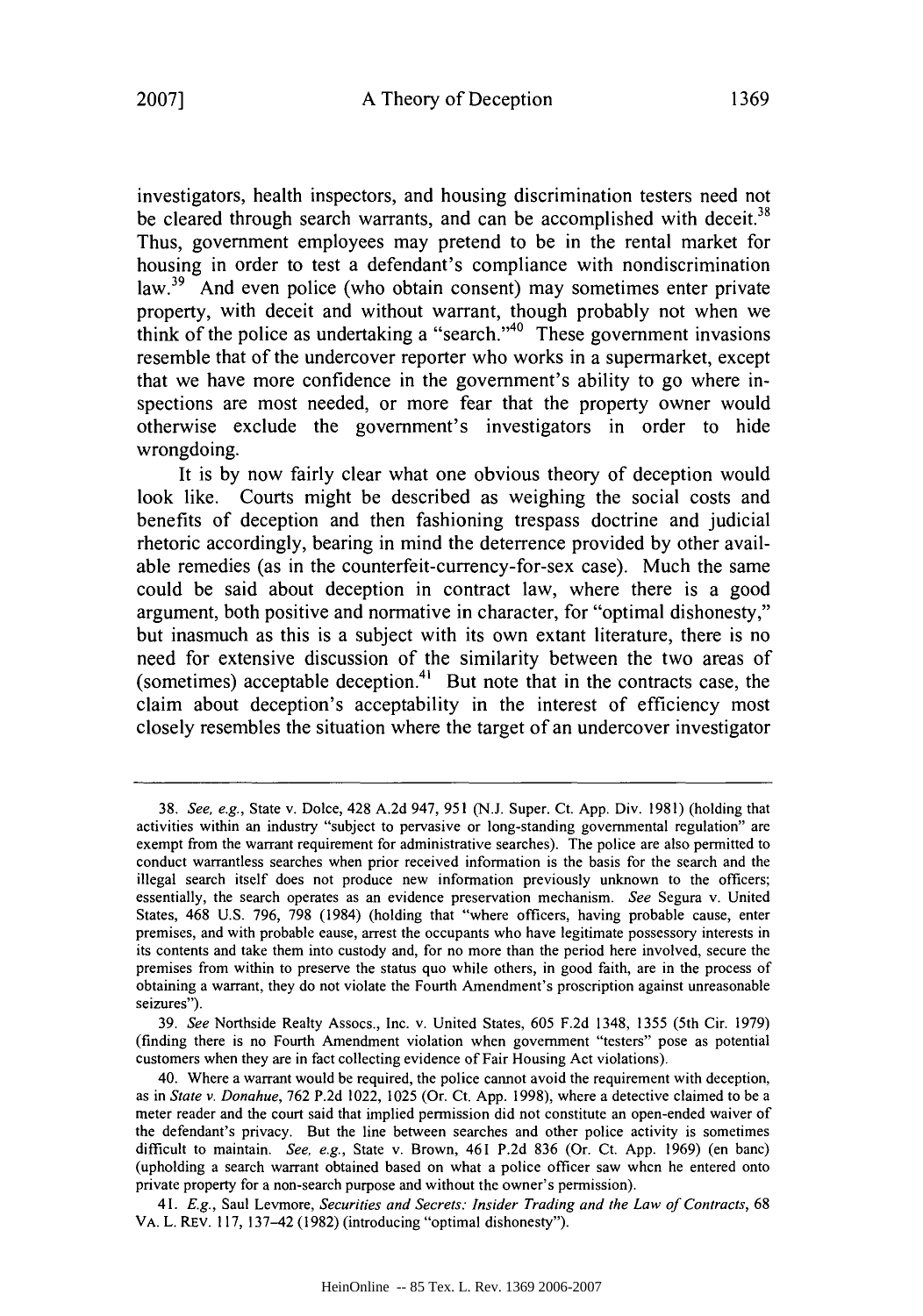investigators, health inspectors, and housing discrimination testers need not be cleared through search warrants, and can be accomplished with deceit.[38] Thus, government employees may pretend to be in the rental market for housing in order to test a defendant's compliance with nondiscrimination law.[39] And even police (who obtain consent) may sometimes enter private property, with deceit and without warrant, though probably not when we think of the police as undertaking a "search."[40] These government invasions resemble that of the undercover reporter who works in a supermarket, except that we have more confidence in the government's ability to go where inspections are most needed, or more fear that the property owner would otherwise exclude the government's investigators in order to hide wrongdoing.

It is by now fairly clear what one obvious theory of deception would look like. Courts might be described as weighing the social costs and benefits of deception and then fashioning trespass doctrine and judicial rhetoric accordingly, bearing in mind the deterrence provided by other available remedies (as in the counterfeit-currency-for-sex case). Much the same could be said about deception in contract law, where there is a good argument, both positive and normative in character, for "optimal dishonesty," but inasmuch as this is a subject with its own extant literature, there is no need for extensive discussion of the similarity between the two areas of (sometimes) acceptable deception.[41] But note that in the contracts case, the claim about deception's acceptability in the interest of efficiency most closely resembles the situation where the target of an undercover investigator

---

38. *See, e.g.*, State v. Dolce, 428 A.2d 947, 951 (N.J. Super. Ct. App. Div. 1981) (holding that activities within an industry "subject to pervasive or long-standing governmental regulation" are exempt from the warrant requirement for administrative searches). The police are also permitted to conduct warrantless searches when prior received information is the basis for the search and the illegal search itself does not produce new information previously unknown to the officers; essentially, the search operates as an evidence preservation mechanism. *See* Segura v. United States, 468 U.S. 796, 798 (1984) (holding that "where officers, having probable cause, enter premises, and with probable cause, arrest the occupants who have legitimate possessory interests in its contents and take them into custody and, for no more than the period here involved, secure the premises from within to preserve the status quo while others, in good faith, are in the process of obtaining a warrant, they do not violate the Fourth Amendment's proscription against unreasonable seizures").

39. *See* Northside Realty Assocs., Inc. v. United States, 605 F.2d 1348, 1355 (5th Cir. 1979) (finding there is no Fourth Amendment violation when government "testers" pose as potential customers when they are in fact collecting evidence of Fair Housing Act violations).

40. Where a warrant would be required, the police cannot avoid the requirement with deception, as in *State v. Donahue*, 762 P.2d 1022, 1025 (Or. Ct. App. 1998), where a detective claimed to be a meter reader and the court said that implied permission did not constitute an open-ended waiver of the defendant's privacy. But the line between searches and other police activity is sometimes difficult to maintain. *See, e.g.*, State v. Brown, 461 P.2d 836 (Or. Ct. App. 1969) (en banc) (upholding a search warrant obtained based on what a police officer saw when he entered onto private property for a non-search purpose and without the owner's permission).

41. *E.g.*, Saul Levmore, *Securities and Secrets: Insider Trading and the Law of Contracts*, 68 VA. L. REV. 117, 137–42 (1982) (introducing "optimal dishonesty").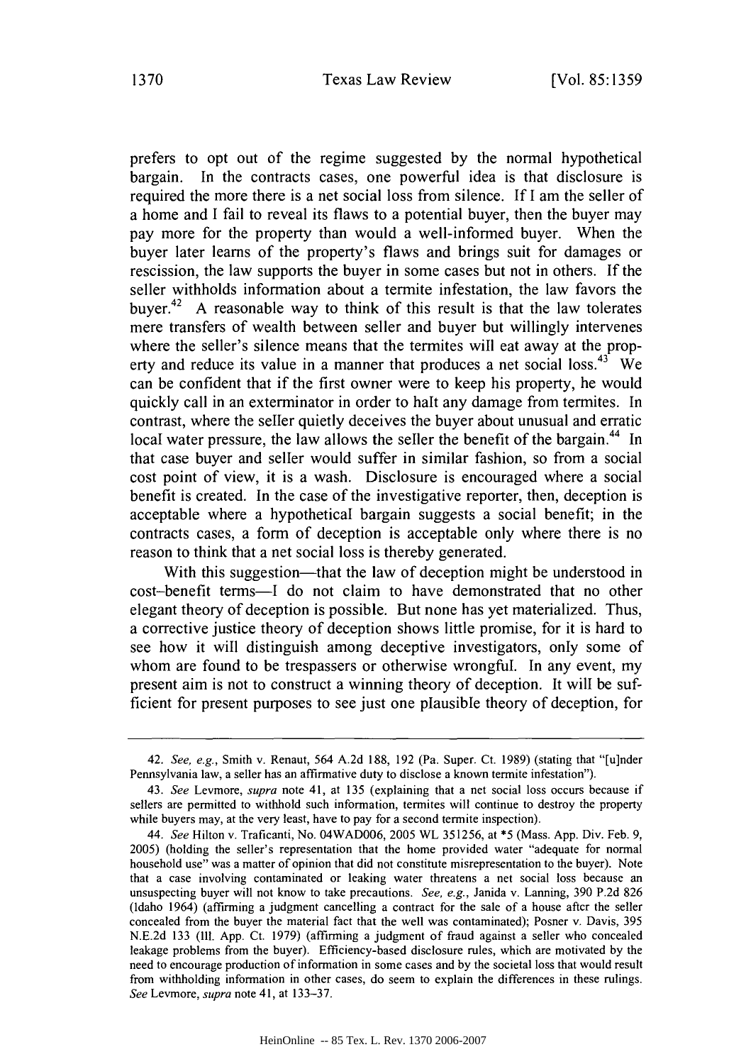prefers to opt out of the regime suggested by the normal hypothetical bargain. In the contracts cases, one powerful idea is that disclosure is required the more there is a net social loss from silence. If I am the seller of a home and I fail to reveal its flaws to a potential buyer, then the buyer may pay more for the property than would a well-informed buyer. When the buyer later learns of the property's flaws and brings suit for damages or rescission, the law supports the buyer in some cases but not in others. If the seller withholds information about a termite infestation, the law favors the buyer.[42] A reasonable way to think of this result is that the law tolerates mere transfers of wealth between seller and buyer but willingly intervenes where the seller's silence means that the termites will eat away at the property and reduce its value in a manner that produces a net social loss.[43] We can be confident that if the first owner were to keep his property, he would quickly call in an exterminator in order to halt any damage from termites. In contrast, where the seller quietly deceives the buyer about unusual and erratic local water pressure, the law allows the seller the benefit of the bargain.[44] In that case buyer and seller would suffer in similar fashion, so from a social cost point of view, it is a wash. Disclosure is encouraged where a social benefit is created. In the case of the investigative reporter, then, deception is acceptable where a hypothetical bargain suggests a social benefit; in the contracts cases, a form of deception is acceptable only where there is no reason to think that a net social loss is thereby generated.

With this suggestion—that the law of deception might be understood in cost–benefit terms—I do not claim to have demonstrated that no other elegant theory of deception is possible. But none has yet materialized. Thus, a corrective justice theory of deception shows little promise, for it is hard to see how it will distinguish among deceptive investigators, only some of whom are found to be trespassers or otherwise wrongful. In any event, my present aim is not to construct a winning theory of deception. It will be sufficient for present purposes to see just one plausible theory of deception, for

---

42. *See, e.g.*, Smith v. Renaut, 564 A.2d 188, 192 (Pa. Super. Ct. 1989) (stating that "[u]nder Pennsylvania law, a seller has an affirmative duty to disclose a known termite infestation").

43. *See* Levmore, *supra* note 41, at 135 (explaining that a net social loss occurs because if sellers are permitted to withhold such information, termites will continue to destroy the property while buyers may, at the very least, have to pay for a second termite inspection).

44. *See* Hilton v. Traficanti, No. 04WAD006, 2005 WL 351256, at *5 (Mass. App. Div. Feb. 9, 2005) (holding the seller's representation that the home provided water "adequate for normal household use" was a matter of opinion that did not constitute misrepresentation to the buyer). Note that a case involving contaminated or leaking water threatens a net social loss because an unsuspecting buyer will not know to take precautions. *See, e.g.*, Janida v. Lanning, 390 P.2d 826 (Idaho 1964) (affirming a judgment cancelling a contract for the sale of a house after the seller concealed from the buyer the material fact that the well was contaminated); Posner v. Davis, 395 N.E.2d 133 (Ill. App. Ct. 1979) (affirming a judgment of fraud against a seller who concealed leakage problems from the buyer). Efficiency-based disclosure rules, which are motivated by the need to encourage production of information in some cases and by the societal loss that would result from withholding information in other cases, do seem to explain the differences in these rulings. *See* Levmore, *supra* note 41, at 133–37.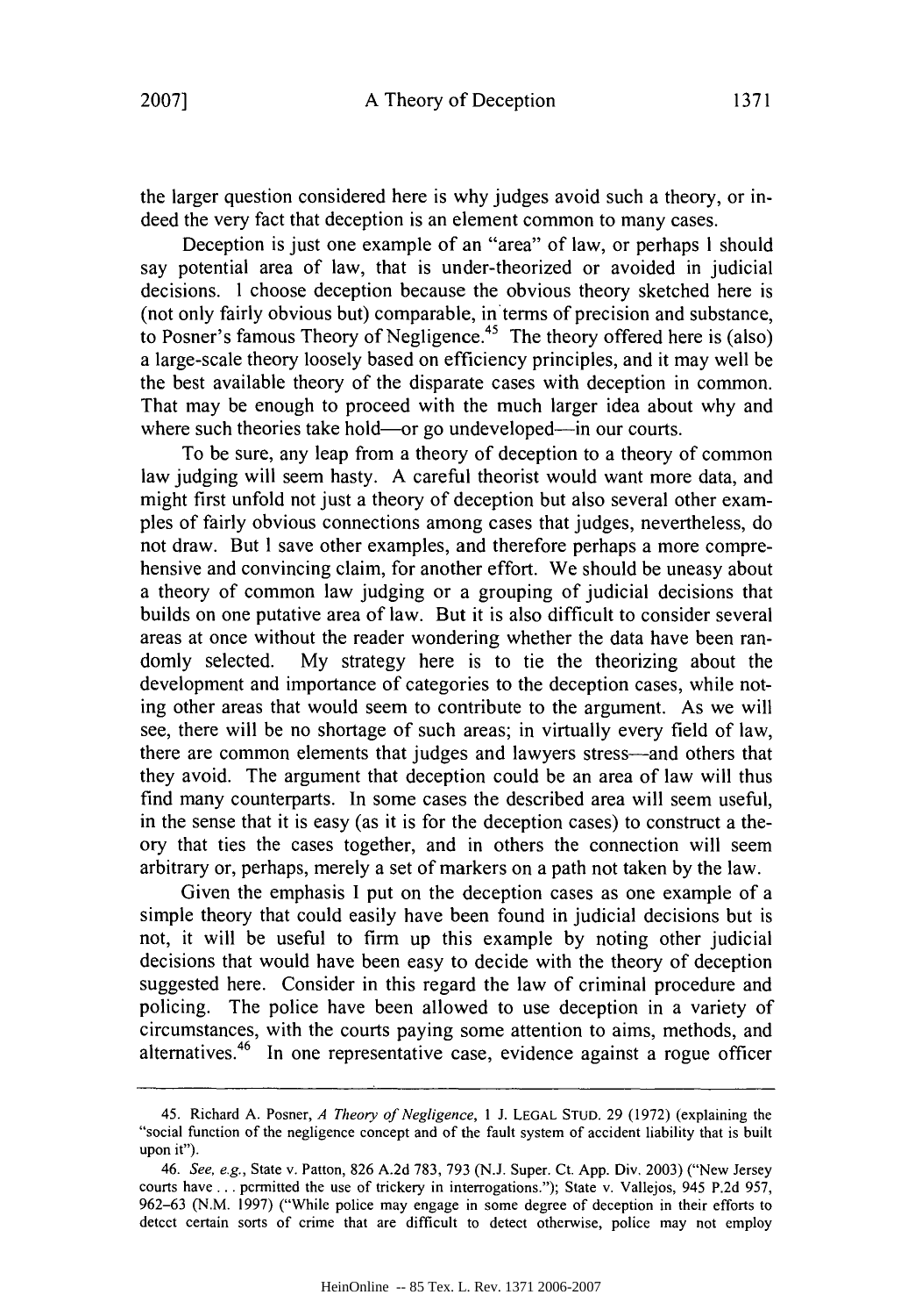the larger question considered here is why judges avoid such a theory, or indeed the very fact that deception is an element common to many cases.

Deception is just one example of an "area" of law, or perhaps I should say potential area of law, that is under-theorized or avoided in judicial decisions. I choose deception because the obvious theory sketched here is (not only fairly obvious but) comparable, in terms of precision and substance, to Posner's famous Theory of Negligence.[45] The theory offered here is (also) a large-scale theory loosely based on efficiency principles, and it may well be the best available theory of the disparate cases with deception in common. That may be enough to proceed with the much larger idea about why and where such theories take hold—or go undeveloped—in our courts.

To be sure, any leap from a theory of deception to a theory of common law judging will seem hasty. A careful theorist would want more data, and might first unfold not just a theory of deception but also several other examples of fairly obvious connections among cases that judges, nevertheless, do not draw. But I save other examples, and therefore perhaps a more comprehensive and convincing claim, for another effort. We should be uneasy about a theory of common law judging or a grouping of judicial decisions that builds on one putative area of law. But it is also difficult to consider several areas at once without the reader wondering whether the data have been randomly selected. My strategy here is to tie the theorizing about the development and importance of categories to the deception cases, while noting other areas that would seem to contribute to the argument. As we will see, there will be no shortage of such areas; in virtually every field of law, there are common elements that judges and lawyers stress—and others that they avoid. The argument that deception could be an area of law will thus find many counterparts. In some cases the described area will seem useful, in the sense that it is easy (as it is for the deception cases) to construct a theory that ties the cases together, and in others the connection will seem arbitrary or, perhaps, merely a set of markers on a path not taken by the law.

Given the emphasis I put on the deception cases as one example of a simple theory that could easily have been found in judicial decisions but is not, it will be useful to firm up this example by noting other judicial decisions that would have been easy to decide with the theory of deception suggested here. Consider in this regard the law of criminal procedure and policing. The police have been allowed to use deception in a variety of circumstances, with the courts paying some attention to aims, methods, and alternatives.[46] In one representative case, evidence against a rogue officer

---

45. Richard A. Posner, *A Theory of Negligence*, 1 J. LEGAL STUD. 29 (1972) (explaining the "social function of the negligence concept and of the fault system of accident liability that is built upon it").

46. *See, e.g.*, State v. Patton, 826 A.2d 783, 793 (N.J. Super. Ct. App. Div. 2003) ("New Jersey courts have . . . permitted the use of trickery in interrogations."); State v. Vallejos, 945 P.2d 957, 962–63 (N.M. 1997) ("While police may engage in some degree of deception in their efforts to detect certain sorts of crime that are difficult to detect otherwise, police may not employ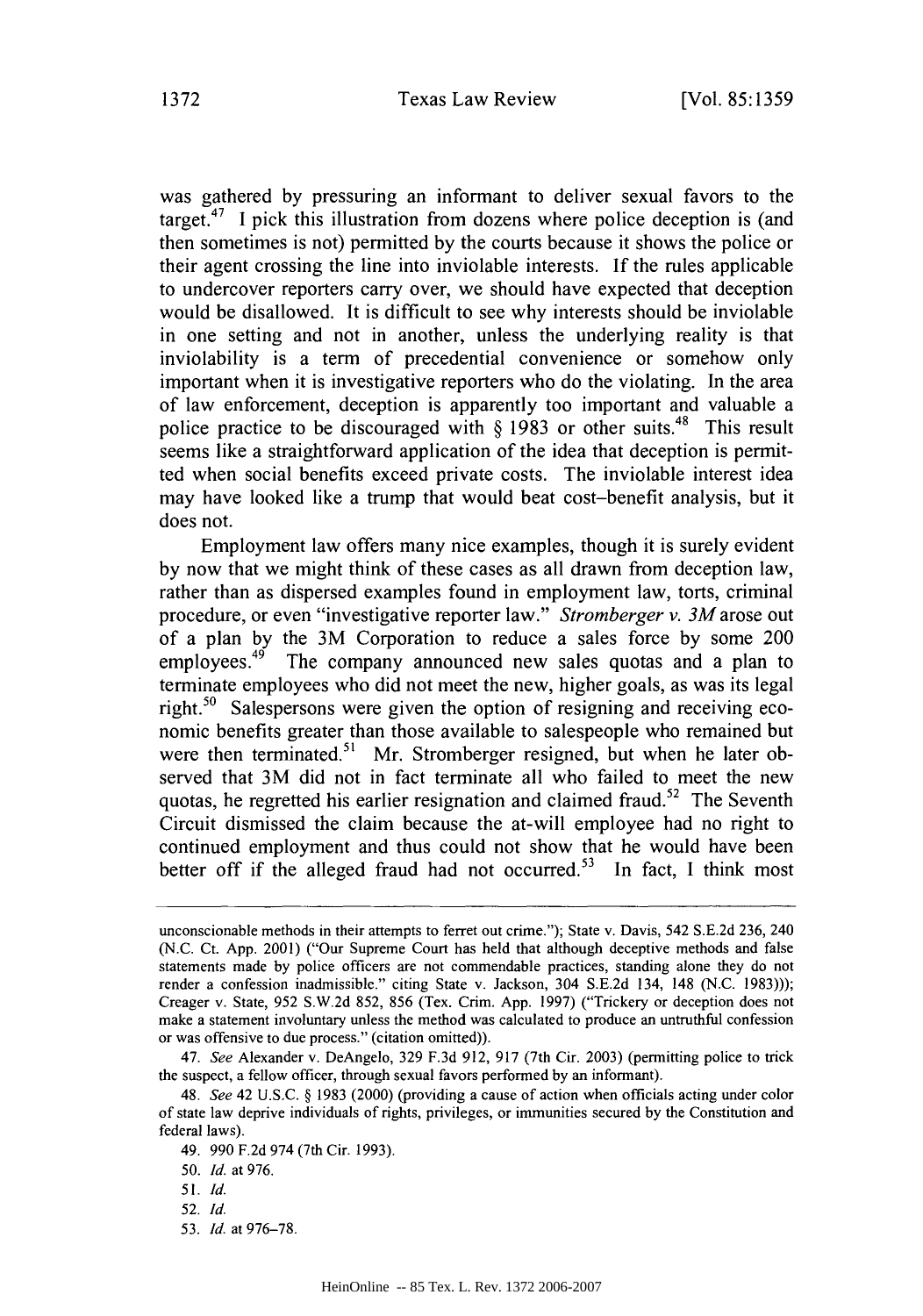was gathered by pressuring an informant to deliver sexual favors to the target.[47] I pick this illustration from dozens where police deception is (and then sometimes is not) permitted by the courts because it shows the police or their agent crossing the line into inviolable interests. If the rules applicable to undercover reporters carry over, we should have expected that deception would be disallowed. It is difficult to see why interests should be inviolable in one setting and not in another, unless the underlying reality is that inviolability is a term of precedential convenience or somehow only important when it is investigative reporters who do the violating. In the area of law enforcement, deception is apparently too important and valuable a police practice to be discouraged with § 1983 or other suits.[48] This result seems like a straightforward application of the idea that deception is permitted when social benefits exceed private costs. The inviolable interest idea may have looked like a trump that would beat cost–benefit analysis, but it does not.

Employment law offers many nice examples, though it is surely evident by now that we might think of these cases as all drawn from deception law, rather than as dispersed examples found in employment law, torts, criminal procedure, or even "investigative reporter law." *Stromberger v. 3M* arose out of a plan by the 3M Corporation to reduce a sales force by some 200 employees.[49] The company announced new sales quotas and a plan to terminate employees who did not meet the new, higher goals, as was its legal right.[50] Salespersons were given the option of resigning and receiving economic benefits greater than those available to salespeople who remained but were then terminated.[51] Mr. Stromberger resigned, but when he later observed that 3M did not in fact terminate all who failed to meet the new quotas, he regretted his earlier resignation and claimed fraud.[52] The Seventh Circuit dismissed the claim because the at-will employee had no right to continued employment and thus could not show that he would have been better off if the alleged fraud had not occurred.[53] In fact, I think most

---

unconscionable methods in their attempts to ferret out crime."); State v. Davis, 542 S.E.2d 236, 240 (N.C. Ct. App. 2001) ("Our Supreme Court has held that although deceptive methods and false statements made by police officers are not commendable practices, standing alone they do not render a confession inadmissible." citing State v. Jackson, 304 S.E.2d 134, 148 (N.C. 1983))); Creager v. State, 952 S.W.2d 852, 856 (Tex. Crim. App. 1997) ("Trickery or deception does not make a statement involuntary unless the method was calculated to produce an untruthful confession or was offensive to due process." (citation omitted)).

47. *See* Alexander v. DeAngelo, 329 F.3d 912, 917 (7th Cir. 2003) (permitting police to trick the suspect, a fellow officer, through sexual favors performed by an informant).

48. *See* 42 U.S.C. § 1983 (2000) (providing a cause of action when officials acting under color of state law deprive individuals of rights, privileges, or immunities secured by the Constitution and federal laws).

49. 990 F.2d 974 (7th Cir. 1993).

50. *Id.* at 976.

51. *Id.*

52. *Id.*

53. *Id.* at 976–78.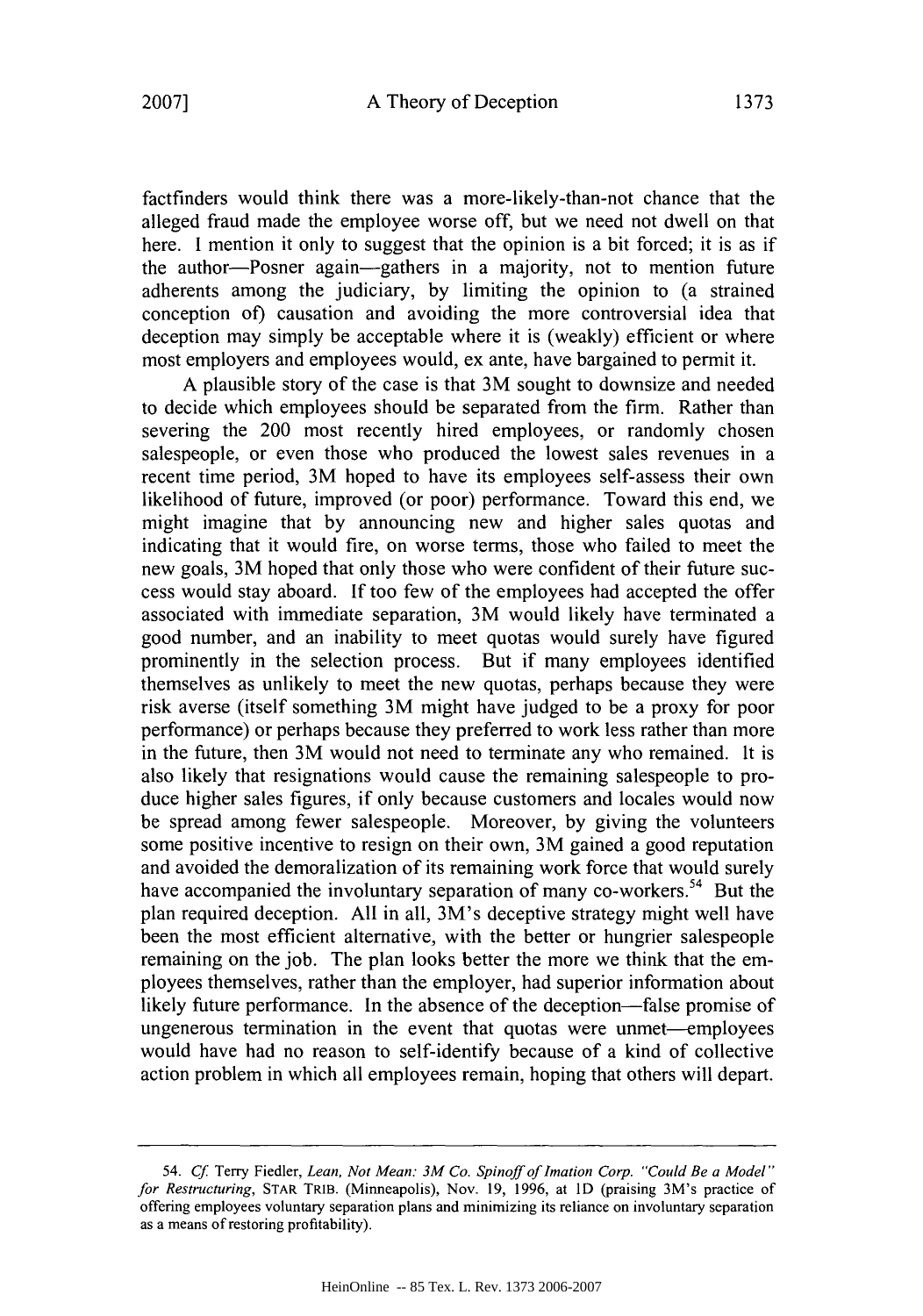factfinders would think there was a more-likely-than-not chance that the alleged fraud made the employee worse off, but we need not dwell on that here. I mention it only to suggest that the opinion is a bit forced; it is as if the author—Posner again—gathers in a majority, not to mention future adherents among the judiciary, by limiting the opinion to (a strained conception of) causation and avoiding the more controversial idea that deception may simply be acceptable where it is (weakly) efficient or where most employers and employees would, ex ante, have bargained to permit it.

A plausible story of the case is that 3M sought to downsize and needed to decide which employees should be separated from the firm. Rather than severing the 200 most recently hired employees, or randomly chosen salespeople, or even those who produced the lowest sales revenues in a recent time period, 3M hoped to have its employees self-assess their own likelihood of future, improved (or poor) performance. Toward this end, we might imagine that by announcing new and higher sales quotas and indicating that it would fire, on worse terms, those who failed to meet the new goals, 3M hoped that only those who were confident of their future success would stay aboard. If too few of the employees had accepted the offer associated with immediate separation, 3M would likely have terminated a good number, and an inability to meet quotas would surely have figured prominently in the selection process. But if many employees identified themselves as unlikely to meet the new quotas, perhaps because they were risk averse (itself something 3M might have judged to be a proxy for poor performance) or perhaps because they preferred to work less rather than more in the future, then 3M would not need to terminate any who remained. It is also likely that resignations would cause the remaining salespeople to produce higher sales figures, if only because customers and locales would now be spread among fewer salespeople. Moreover, by giving the volunteers some positive incentive to resign on their own, 3M gained a good reputation and avoided the demoralization of its remaining work force that would surely have accompanied the involuntary separation of many co-workers.[54] But the plan required deception. All in all, 3M's deceptive strategy might well have been the most efficient alternative, with the better or hungrier salespeople remaining on the job. The plan looks better the more we think that the employees themselves, rather than the employer, had superior information about likely future performance. In the absence of the deception—false promise of ungenerous termination in the event that quotas were unmet—employees would have had no reason to self-identify because of a kind of collective action problem in which all employees remain, hoping that others will depart.

---

54. *Cf.* Terry Fiedler, *Lean, Not Mean: 3M Co. Spinoff of Imation Corp. "Could Be a Model" for Restructuring*, STAR TRIB. (Minneapolis), Nov. 19, 1996, at 1D (praising 3M's practice of offering employees voluntary separation plans and minimizing its reliance on involuntary separation as a means of restoring profitability).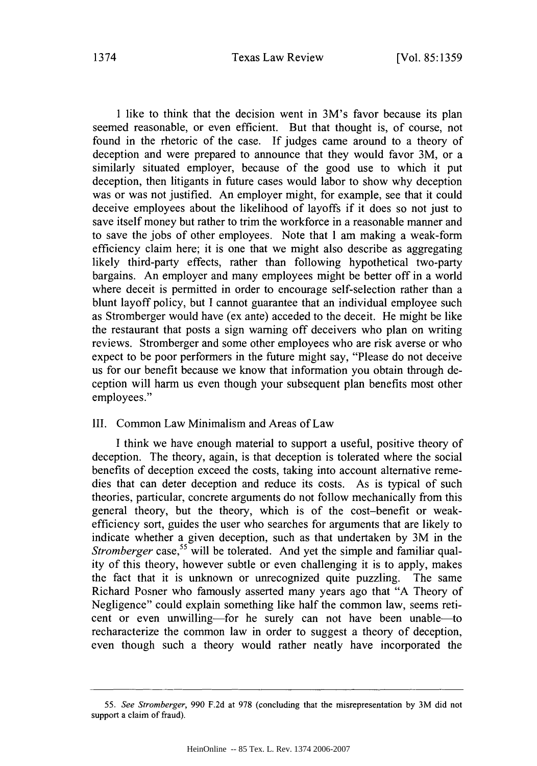I like to think that the decision went in 3M's favor because its plan seemed reasonable, or even efficient. But that thought is, of course, not found in the rhetoric of the case. If judges came around to a theory of deception and were prepared to announce that they would favor 3M, or a similarly situated employer, because of the good use to which it put deception, then litigants in future cases would labor to show why deception was or was not justified. An employer might, for example, see that it could deceive employees about the likelihood of layoffs if it does so not just to save itself money but rather to trim the workforce in a reasonable manner and to save the jobs of other employees. Note that I am making a weak-form efficiency claim here; it is one that we might also describe as aggregating likely third-party effects, rather than following hypothetical two-party bargains. An employer and many employees might be better off in a world where deceit is permitted in order to encourage self-selection rather than a blunt layoff policy, but I cannot guarantee that an individual employee such as Stromberger would have (ex ante) acceded to the deceit. He might be like the restaurant that posts a sign warning off deceivers who plan on writing reviews. Stromberger and some other employees who are risk averse or who expect to be poor performers in the future might say, "Please do not deceive us for our benefit because we know that information you obtain through deception will harm us even though your subsequent plan benefits most other employees."

## III. Common Law Minimalism and Areas of Law

I think we have enough material to support a useful, positive theory of deception. The theory, again, is that deception is tolerated where the social benefits of deception exceed the costs, taking into account alternative remedies that can deter deception and reduce its costs. As is typical of such theories, particular, concrete arguments do not follow mechanically from this general theory, but the theory, which is of the cost–benefit or weak-efficiency sort, guides the user who searches for arguments that are likely to indicate whether a given deception, such as that undertaken by 3M in the *Stromberger* case,[55] will be tolerated. And yet the simple and familiar quality of this theory, however subtle or even challenging it is to apply, makes the fact that it is unknown or unrecognized quite puzzling. The same Richard Posner who famously asserted many years ago that "A Theory of Negligence" could explain something like half the common law, seems reticent or even unwilling—for he surely can not have been unable—to recharacterize the common law in order to suggest a theory of deception, even though such a theory would rather neatly have incorporated the

55. *See Stromberger*, 990 F.2d at 978 (concluding that the misrepresentation by 3M did not support a claim of fraud).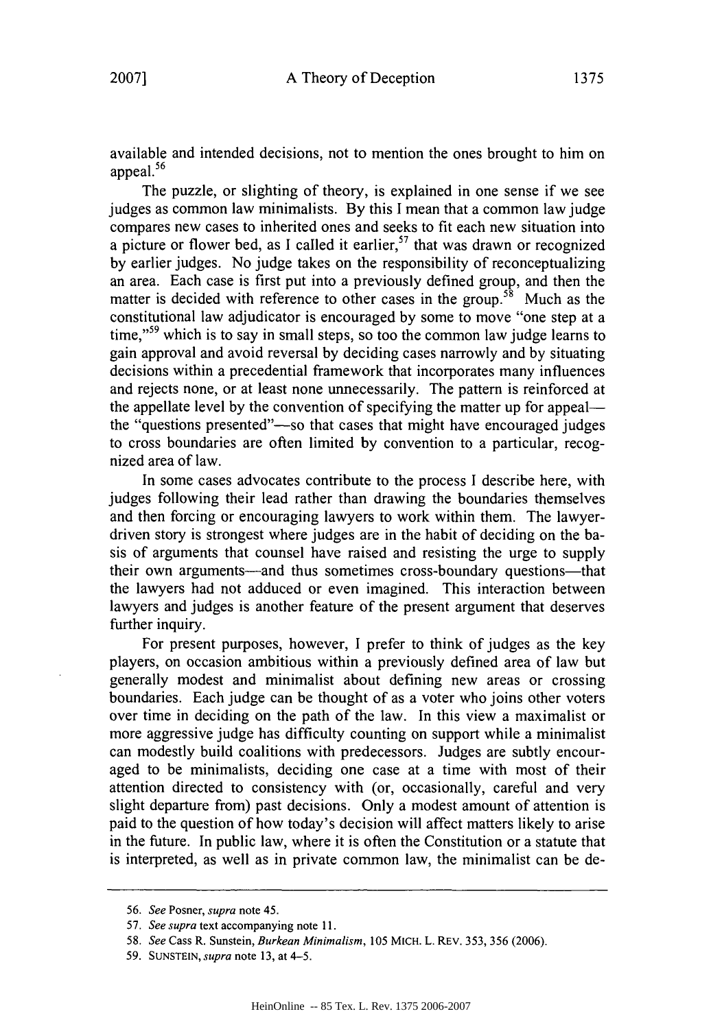available and intended decisions, not to mention the ones brought to him on appeal.[56]

The puzzle, or slighting of theory, is explained in one sense if we see judges as common law minimalists. By this I mean that a common law judge compares new cases to inherited ones and seeks to fit each new situation into a picture or flower bed, as I called it earlier,[57] that was drawn or recognized by earlier judges. No judge takes on the responsibility of reconceptualizing an area. Each case is first put into a previously defined group, and then the matter is decided with reference to other cases in the group.[58] Much as the constitutional law adjudicator is encouraged by some to move "one step at a time,"[59] which is to say in small steps, so too the common law judge learns to gain approval and avoid reversal by deciding cases narrowly and by situating decisions within a precedential framework that incorporates many influences and rejects none, or at least none unnecessarily. The pattern is reinforced at the appellate level by the convention of specifying the matter up for appeal—the "questions presented"—so that cases that might have encouraged judges to cross boundaries are often limited by convention to a particular, recognized area of law.

In some cases advocates contribute to the process I describe here, with judges following their lead rather than drawing the boundaries themselves and then forcing or encouraging lawyers to work within them. The lawyer-driven story is strongest where judges are in the habit of deciding on the basis of arguments that counsel have raised and resisting the urge to supply their own arguments—and thus sometimes cross-boundary questions—that the lawyers had not adduced or even imagined. This interaction between lawyers and judges is another feature of the present argument that deserves further inquiry.

For present purposes, however, I prefer to think of judges as the key players, on occasion ambitious within a previously defined area of law but generally modest and minimalist about defining new areas or crossing boundaries. Each judge can be thought of as a voter who joins other voters over time in deciding on the path of the law. In this view a maximalist or more aggressive judge has difficulty counting on support while a minimalist can modestly build coalitions with predecessors. Judges are subtly encouraged to be minimalists, deciding one case at a time with most of their attention directed to consistency with (or, occasionally, careful and very slight departure from) past decisions. Only a modest amount of attention is paid to the question of how today's decision will affect matters likely to arise in the future. In public law, where it is often the Constitution or a statute that is interpreted, as well as in private common law, the minimalist can be de-

---

56. *See* Posner, *supra* note 45.

57. *See supra* text accompanying note 11.

58. *See* Cass R. Sunstein, *Burkean Minimalism*, 105 MICH. L. REV. 353, 356 (2006).

59. SUNSTEIN, *supra* note 13, at 4–5.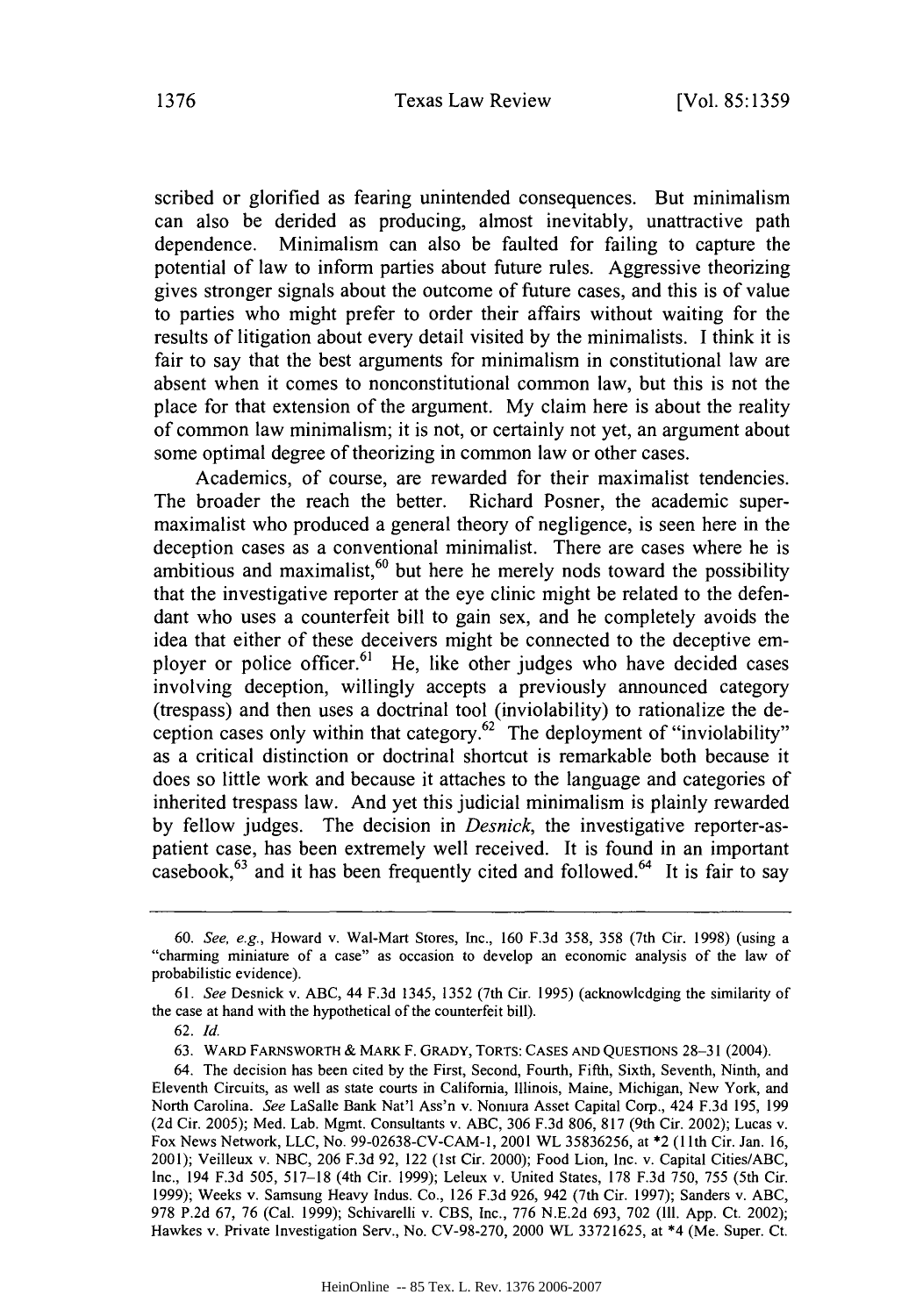scribed or glorified as fearing unintended consequences. But minimalism can also be derided as producing, almost inevitably, unattractive path dependence. Minimalism can also be faulted for failing to capture the potential of law to inform parties about future rules. Aggressive theorizing gives stronger signals about the outcome of future cases, and this is of value to parties who might prefer to order their affairs without waiting for the results of litigation about every detail visited by the minimalists. I think it is fair to say that the best arguments for minimalism in constitutional law are absent when it comes to nonconstitutional common law, but this is not the place for that extension of the argument. My claim here is about the reality of common law minimalism; it is not, or certainly not yet, an argument about some optimal degree of theorizing in common law or other cases.

Academics, of course, are rewarded for their maximalist tendencies. The broader the reach the better. Richard Posner, the academic super-maximalist who produced a general theory of negligence, is seen here in the deception cases as a conventional minimalist. There are cases where he is ambitious and maximalist,[60] but here he merely nods toward the possibility that the investigative reporter at the eye clinic might be related to the defendant who uses a counterfeit bill to gain sex, and he completely avoids the idea that either of these deceivers might be connected to the deceptive employer or police officer.[61] He, like other judges who have decided cases involving deception, willingly accepts a previously announced category (trespass) and then uses a doctrinal tool (inviolability) to rationalize the deception cases only within that category.[62] The deployment of "inviolability" as a critical distinction or doctrinal shortcut is remarkable both because it does so little work and because it attaches to the language and categories of inherited trespass law. And yet this judicial minimalism is plainly rewarded by fellow judges. The decision in *Desnick*, the investigative reporter-as-patient case, has been extremely well received. It is found in an important casebook,[63] and it has been frequently cited and followed.[64] It is fair to say

---

60. *See, e.g.*, Howard v. Wal-Mart Stores, Inc., 160 F.3d 358, 358 (7th Cir. 1998) (using a "charming miniature of a case" as occasion to develop an economic analysis of the law of probabilistic evidence).

61. *See* Desnick v. ABC, 44 F.3d 1345, 1352 (7th Cir. 1995) (acknowledging the similarity of the case at hand with the hypothetical of the counterfeit bill).

62. *Id.*

63. WARD FARNSWORTH & MARK F. GRADY, TORTS: CASES AND QUESTIONS 28–31 (2004).

64. The decision has been cited by the First, Second, Fourth, Fifth, Sixth, Seventh, Ninth, and Eleventh Circuits, as well as state courts in California, Illinois, Maine, Michigan, New York, and North Carolina. *See* LaSalle Bank Nat'l Ass'n v. Nomura Asset Capital Corp., 424 F.3d 195, 199 (2d Cir. 2005); Med. Lab. Mgmt. Consultants v. ABC, 306 F.3d 806, 817 (9th Cir. 2002); Lucas v. Fox News Network, LLC, No. 99-02638-CV-CAM-1, 2001 WL 35836256, at *2 (11th Cir. Jan. 16, 2001); Veilleux v. NBC, 206 F.3d 92, 122 (1st Cir. 2000); Food Lion, Inc. v. Capital Cities/ABC, Inc., 194 F.3d 505, 517–18 (4th Cir. 1999); Leleux v. United States, 178 F.3d 750, 755 (5th Cir. 1999); Weeks v. Samsung Heavy Indus. Co., 126 F.3d 926, 942 (7th Cir. 1997); Sanders v. ABC, 978 P.2d 67, 76 (Cal. 1999); Schivarelli v. CBS, Inc., 776 N.E.2d 693, 702 (Ill. App. Ct. 2002); Hawkes v. Private Investigation Serv., No. CV-98-270, 2000 WL 33721625, at *4 (Me. Super. Ct.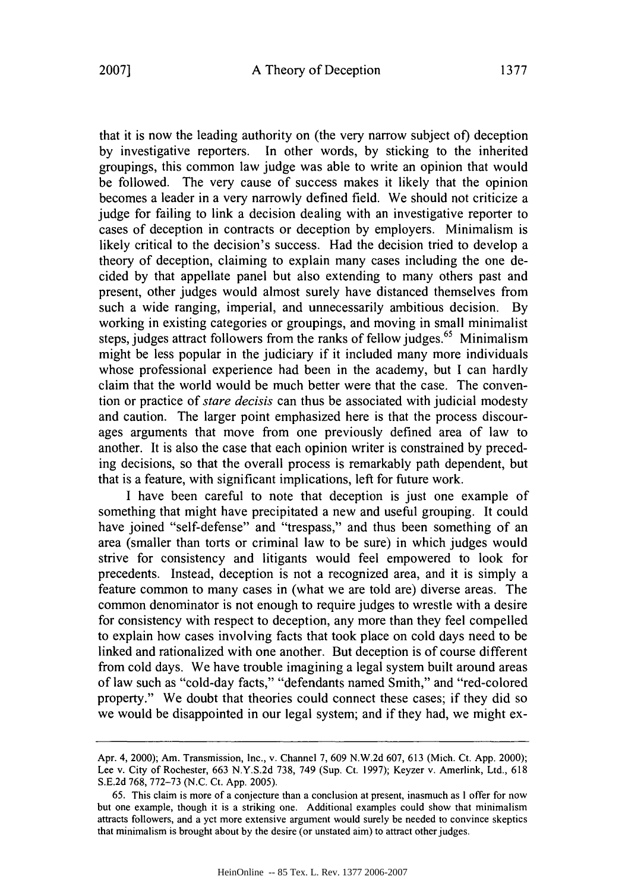that it is now the leading authority on (the very narrow subject of) deception by investigative reporters. In other words, by sticking to the inherited groupings, this common law judge was able to write an opinion that would be followed. The very cause of success makes it likely that the opinion becomes a leader in a very narrowly defined field. We should not criticize a judge for failing to link a decision dealing with an investigative reporter to cases of deception in contracts or deception by employers. Minimalism is likely critical to the decision's success. Had the decision tried to develop a theory of deception, claiming to explain many cases including the one decided by that appellate panel but also extending to many others past and present, other judges would almost surely have distanced themselves from such a wide ranging, imperial, and unnecessarily ambitious decision. By working in existing categories or groupings, and moving in small minimalist steps, judges attract followers from the ranks of fellow judges.[65] Minimalism might be less popular in the judiciary if it included many more individuals whose professional experience had been in the academy, but I can hardly claim that the world would be much better were that the case. The convention or practice of *stare decisis* can thus be associated with judicial modesty and caution. The larger point emphasized here is that the process discourages arguments that move from one previously defined area of law to another. It is also the case that each opinion writer is constrained by preceding decisions, so that the overall process is remarkably path dependent, but that is a feature, with significant implications, left for future work.

I have been careful to note that deception is just one example of something that might have precipitated a new and useful grouping. It could have joined "self-defense" and "trespass," and thus been something of an area (smaller than torts or criminal law to be sure) in which judges would strive for consistency and litigants would feel empowered to look for precedents. Instead, deception is not a recognized area, and it is simply a feature common to many cases in (what we are told are) diverse areas. The common denominator is not enough to require judges to wrestle with a desire for consistency with respect to deception, any more than they feel compelled to explain how cases involving facts that took place on cold days need to be linked and rationalized with one another. But deception is of course different from cold days. We have trouble imagining a legal system built around areas of law such as "cold-day facts," "defendants named Smith," and "red-colored property." We doubt that theories could connect these cases; if they did so we would be disappointed in our legal system; and if they had, we might ex-

---

Apr. 4, 2000); Am. Transmission, Inc., v. Channel 7, 609 N.W.2d 607, 613 (Mich. Ct. App. 2000); Lee v. City of Rochester, 663 N.Y.S.2d 738, 749 (Sup. Ct. 1997); Keyzer v. Amerlink, Ltd., 618 S.E.2d 768, 772–73 (N.C. Ct. App. 2005).

65. This claim is more of a conjecture than a conclusion at present, inasmuch as I offer for now but one example, though it is a striking one. Additional examples could show that minimalism attracts followers, and a yet more extensive argument would surely be needed to convince skeptics that minimalism is brought about by the desire (or unstated aim) to attract other judges.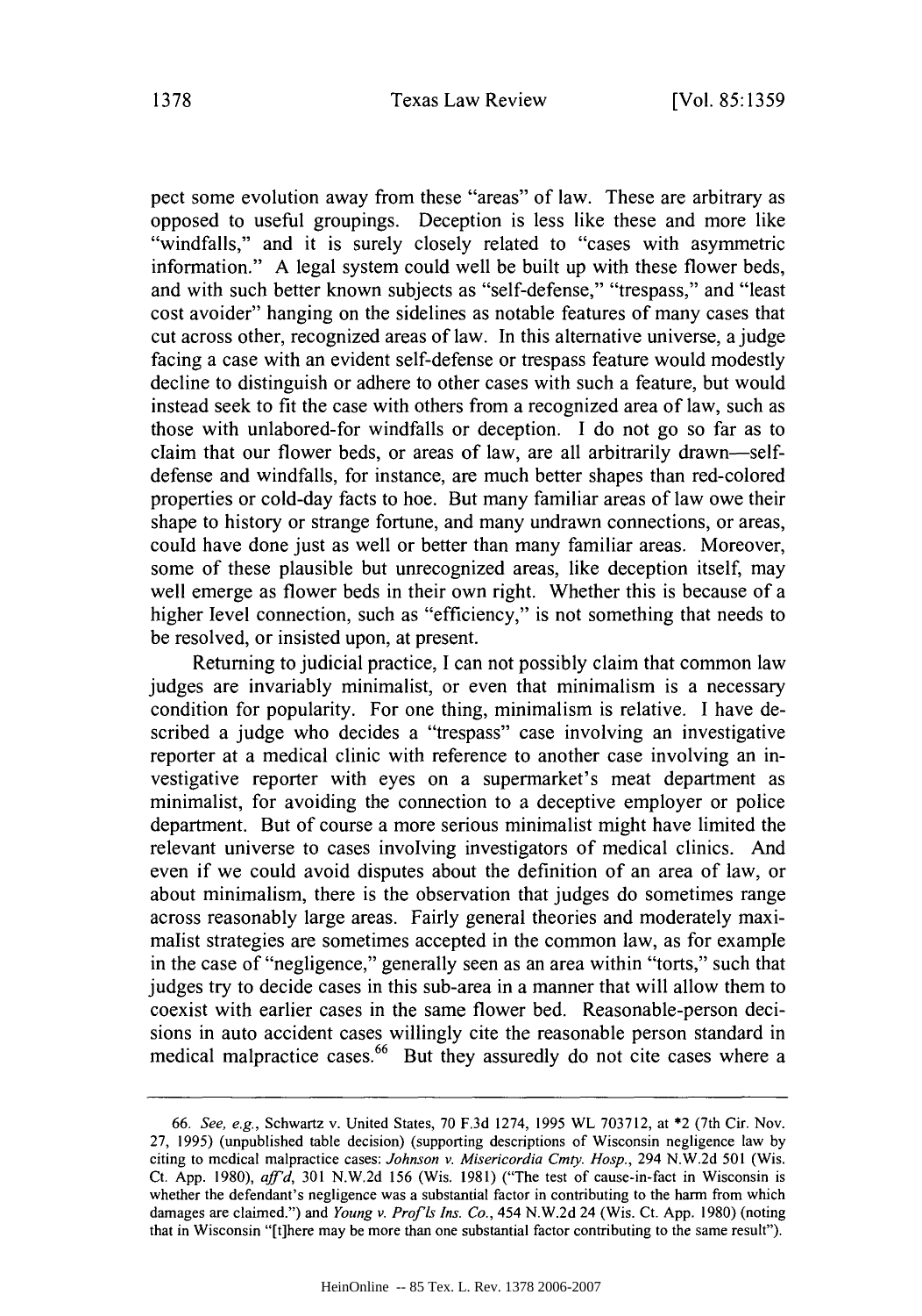pect some evolution away from these "areas" of law. These are arbitrary as opposed to useful groupings. Deception is less like these and more like "windfalls," and it is surely closely related to "cases with asymmetric information." A legal system could well be built up with these flower beds, and with such better known subjects as "self-defense," "trespass," and "least cost avoider" hanging on the sidelines as notable features of many cases that cut across other, recognized areas of law. In this alternative universe, a judge facing a case with an evident self-defense or trespass feature would modestly decline to distinguish or adhere to other cases with such a feature, but would instead seek to fit the case with others from a recognized area of law, such as those with unlabored-for windfalls or deception. I do not go so far as to claim that our flower beds, or areas of law, are all arbitrarily drawn—self-defense and windfalls, for instance, are much better shapes than red-colored properties or cold-day facts to hoe. But many familiar areas of law owe their shape to history or strange fortune, and many undrawn connections, or areas, could have done just as well or better than many familiar areas. Moreover, some of these plausible but unrecognized areas, like deception itself, may well emerge as flower beds in their own right. Whether this is because of a higher level connection, such as "efficiency," is not something that needs to be resolved, or insisted upon, at present.

Returning to judicial practice, I can not possibly claim that common law judges are invariably minimalist, or even that minimalism is a necessary condition for popularity. For one thing, minimalism is relative. I have described a judge who decides a "trespass" case involving an investigative reporter at a medical clinic with reference to another case involving an investigative reporter with eyes on a supermarket's meat department as minimalist, for avoiding the connection to a deceptive employer or police department. But of course a more serious minimalist might have limited the relevant universe to cases involving investigators of medical clinics. And even if we could avoid disputes about the definition of an area of law, or about minimalism, there is the observation that judges do sometimes range across reasonably large areas. Fairly general theories and moderately maximalist strategies are sometimes accepted in the common law, as for example in the case of "negligence," generally seen as an area within "torts," such that judges try to decide cases in this sub-area in a manner that will allow them to coexist with earlier cases in the same flower bed. Reasonable-person decisions in auto accident cases willingly cite the reasonable person standard in medical malpractice cases.[66] But they assuredly do not cite cases where a

---

66. *See, e.g.*, Schwartz v. United States, 70 F.3d 1274, 1995 WL 703712, at \*2 (7th Cir. Nov. 27, 1995) (unpublished table decision) (supporting descriptions of Wisconsin negligence law by citing to medical malpractice cases: *Johnson v. Misericordia Cmty. Hosp.*, 294 N.W.2d 501 (Wis. Ct. App. 1980), *aff'd*, 301 N.W.2d 156 (Wis. 1981) ("The test of cause-in-fact in Wisconsin is whether the defendant's negligence was a substantial factor in contributing to the harm from which damages are claimed.") and *Young v. Prof'ls Ins. Co.*, 454 N.W.2d 24 (Wis. Ct. App. 1980) (noting that in Wisconsin "[t]here may be more than one substantial factor contributing to the same result").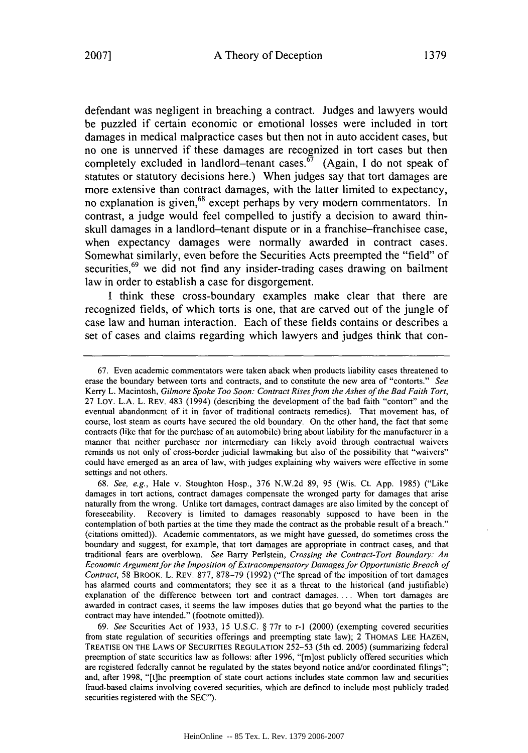defendant was negligent in breaching a contract. Judges and lawyers would be puzzled if certain economic or emotional losses were included in tort damages in medical malpractice cases but then not in auto accident cases, but no one is unnerved if these damages are recognized in tort cases but then completely excluded in landlord–tenant cases.[67] (Again, I do not speak of statutes or statutory decisions here.) When judges say that tort damages are more extensive than contract damages, with the latter limited to expectancy, no explanation is given,[68] except perhaps by very modern commentators. In contrast, a judge would feel compelled to justify a decision to award thin-skull damages in a landlord–tenant dispute or in a franchise–franchisee case, when expectancy damages were normally awarded in contract cases. Somewhat similarly, even before the Securities Acts preempted the "field" of securities,[69] we did not find any insider-trading cases drawing on bailment law in order to establish a case for disgorgement.

I think these cross-boundary examples make clear that there are recognized fields, of which torts is one, that are carved out of the jungle of case law and human interaction. Each of these fields contains or describes a set of cases and claims regarding which lawyers and judges think that con-

---

67. Even academic commentators were taken aback when products liability cases threatened to erase the boundary between torts and contracts, and to constitute the new area of "contorts." *See* Kerry L. Macintosh, *Gilmore Spoke Too Soon: Contract Rises from the Ashes of the Bad Faith Tort*, 27 LOY. L.A. L. REV. 483 (1994) (describing the development of the bad faith "contort" and the eventual abandonment of it in favor of traditional contracts remedies). That movement has, of course, lost steam as courts have secured the old boundary. On the other hand, the fact that some contracts (like that for the purchase of an automobile) bring about liability for the manufacturer in a manner that neither purchaser nor intermediary can likely avoid through contractual waivers reminds us not only of cross-border judicial lawmaking but also of the possibility that "waivers" could have emerged as an area of law, with judges explaining why waivers were effective in some settings and not others.

68. *See, e.g.*, Hale v. Stoughton Hosp., 376 N.W.2d 89, 95 (Wis. Ct. App. 1985) ("Like damages in tort actions, contract damages compensate the wronged party for damages that arise naturally from the wrong. Unlike tort damages, contract damages are also limited by the concept of foreseeability. Recovery is limited to damages reasonably supposed to have been in the contemplation of both parties at the time they made the contract as the probable result of a breach." (citations omitted)). Academic commentators, as we might have guessed, do sometimes cross the boundary and suggest, for example, that tort damages are appropriate in contract cases, and that traditional fears are overblown. *See* Barry Perlstein, *Crossing the Contract-Tort Boundary: An Economic Argument for the Imposition of Extracompensatory Damages for Opportunistic Breach of Contract*, 58 BROOK. L. REV. 877, 878–79 (1992) ("The spread of the imposition of tort damages has alarmed courts and commentators; they see it as a threat to the historical (and justifiable) explanation of the difference between tort and contract damages. . . . When tort damages are awarded in contract cases, it seems the law imposes duties that go beyond what the parties to the contract may have intended." (footnote omitted)).

69. *See* Securities Act of 1933, 15 U.S.C. § 77r to r-1 (2000) (exempting covered securities from state regulation of securities offerings and preempting state law); 2 THOMAS LEE HAZEN, TREATISE ON THE LAWS OF SECURITIES REGULATION 252–53 (5th ed. 2005) (summarizing federal preemption of state securities law as follows: after 1996, "[m]ost publicly offered securities which are registered federally cannot be regulated by the states beyond notice and/or coordinated filings"; and, after 1998, "[t]he preemption of state court actions includes state common law and securities fraud-based claims involving covered securities, which are defined to include most publicly traded securities registered with the SEC").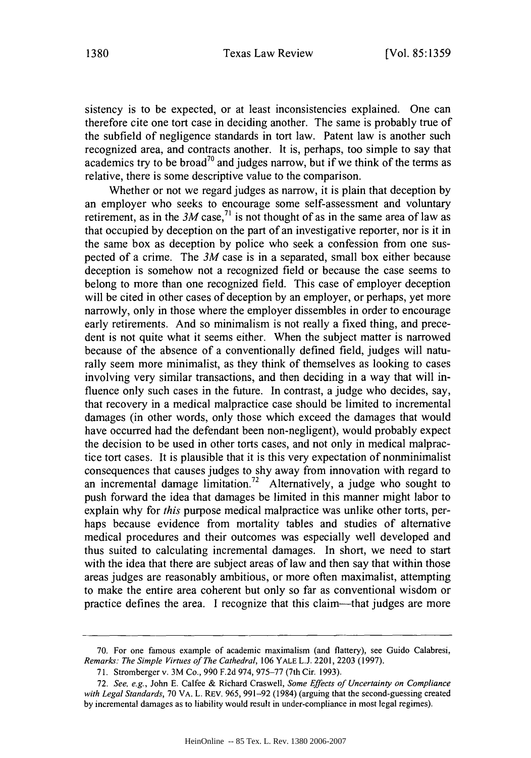sistency is to be expected, or at least inconsistencies explained. One can therefore cite one tort case in deciding another. The same is probably true of the subfield of negligence standards in tort law. Patent law is another such recognized area, and contracts another. It is, perhaps, too simple to say that academics try to be broad[70] and judges narrow, but if we think of the terms as relative, there is some descriptive value to the comparison.

Whether or not we regard judges as narrow, it is plain that deception by an employer who seeks to encourage some self-assessment and voluntary retirement, as in the *3M* case,[71] is not thought of as in the same area of law as that occupied by deception on the part of an investigative reporter, nor is it in the same box as deception by police who seek a confession from one suspected of a crime. The *3M* case is in a separated, small box either because deception is somehow not a recognized field or because the case seems to belong to more than one recognized field. This case of employer deception will be cited in other cases of deception by an employer, or perhaps, yet more narrowly, only in those where the employer dissembles in order to encourage early retirements. And so minimalism is not really a fixed thing, and precedent is not quite what it seems either. When the subject matter is narrowed because of the absence of a conventionally defined field, judges will naturally seem more minimalist, as they think of themselves as looking to cases involving very similar transactions, and then deciding in a way that will influence only such cases in the future. In contrast, a judge who decides, say, that recovery in a medical malpractice case should be limited to incremental damages (in other words, only those which exceed the damages that would have occurred had the defendant been non-negligent), would probably expect the decision to be used in other torts cases, and not only in medical malpractice tort cases. It is plausible that it is this very expectation of nonminimalist consequences that causes judges to shy away from innovation with regard to an incremental damage limitation.[72] Alternatively, a judge who sought to push forward the idea that damages be limited in this manner might labor to explain why for *this* purpose medical malpractice was unlike other torts, perhaps because evidence from mortality tables and studies of alternative medical procedures and their outcomes was especially well developed and thus suited to calculating incremental damages. In short, we need to start with the idea that there are subject areas of law and then say that within those areas judges are reasonably ambitious, or more often maximalist, attempting to make the entire area coherent but only so far as conventional wisdom or practice defines the area. I recognize that this claim—that judges are more

---

70. For one famous example of academic maximalism (and flattery), see Guido Calabresi, *Remarks: The Simple Virtues of The Cathedral*, 106 YALE L.J. 2201, 2203 (1997).

71. Stromberger v. 3M Co., 990 F.2d 974, 975–77 (7th Cir. 1993).

72. *See, e.g.*, John E. Calfee & Richard Craswell, *Some Effects of Uncertainty on Compliance with Legal Standards*, 70 VA. L. REV. 965, 991–92 (1984) (arguing that the second-guessing created by incremental damages as to liability would result in under-compliance in most legal regimes).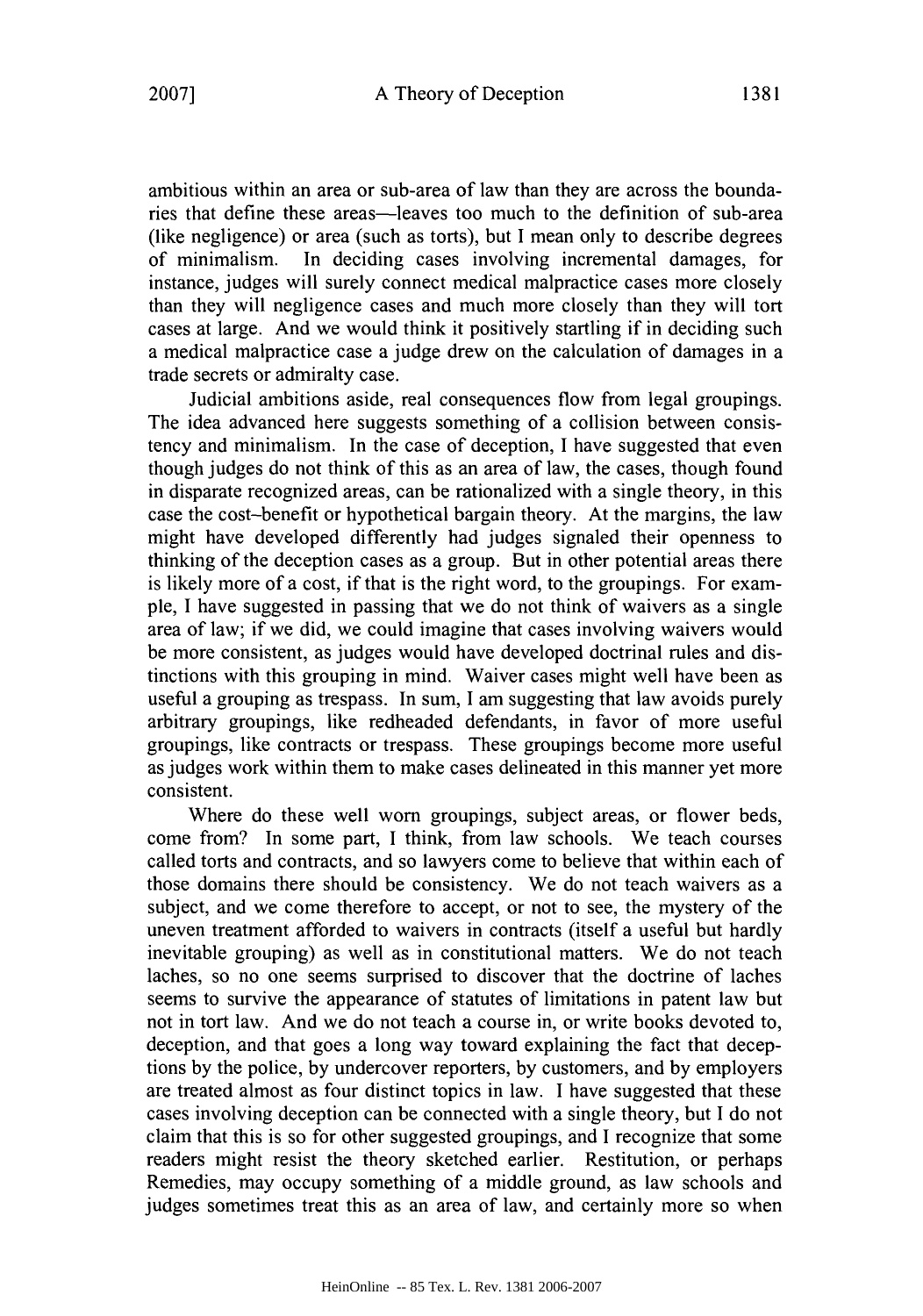ambitious within an area or sub-area of law than they are across the boundaries that define these areas—leaves too much to the definition of sub-area (like negligence) or area (such as torts), but I mean only to describe degrees of minimalism. In deciding cases involving incremental damages, for instance, judges will surely connect medical malpractice cases more closely than they will negligence cases and much more closely than they will tort cases at large. And we would think it positively startling if in deciding such a medical malpractice case a judge drew on the calculation of damages in a trade secrets or admiralty case.

Judicial ambitions aside, real consequences flow from legal groupings. The idea advanced here suggests something of a collision between consistency and minimalism. In the case of deception, I have suggested that even though judges do not think of this as an area of law, the cases, though found in disparate recognized areas, can be rationalized with a single theory, in this case the cost–benefit or hypothetical bargain theory. At the margins, the law might have developed differently had judges signaled their openness to thinking of the deception cases as a group. But in other potential areas there is likely more of a cost, if that is the right word, to the groupings. For example, I have suggested in passing that we do not think of waivers as a single area of law; if we did, we could imagine that cases involving waivers would be more consistent, as judges would have developed doctrinal rules and distinctions with this grouping in mind. Waiver cases might well have been as useful a grouping as trespass. In sum, I am suggesting that law avoids purely arbitrary groupings, like redheaded defendants, in favor of more useful groupings, like contracts or trespass. These groupings become more useful as judges work within them to make cases delineated in this manner yet more consistent.

Where do these well worn groupings, subject areas, or flower beds, come from? In some part, I think, from law schools. We teach courses called torts and contracts, and so lawyers come to believe that within each of those domains there should be consistency. We do not teach waivers as a subject, and we come therefore to accept, or not to see, the mystery of the uneven treatment afforded to waivers in contracts (itself a useful but hardly inevitable grouping) as well as in constitutional matters. We do not teach laches, so no one seems surprised to discover that the doctrine of laches seems to survive the appearance of statutes of limitations in patent law but not in tort law. And we do not teach a course in, or write books devoted to, deception, and that goes a long way toward explaining the fact that deceptions by the police, by undercover reporters, by customers, and by employers are treated almost as four distinct topics in law. I have suggested that these cases involving deception can be connected with a single theory, but I do not claim that this is so for other suggested groupings, and I recognize that some readers might resist the theory sketched earlier. Restitution, or perhaps Remedies, may occupy something of a middle ground, as law schools and judges sometimes treat this as an area of law, and certainly more so when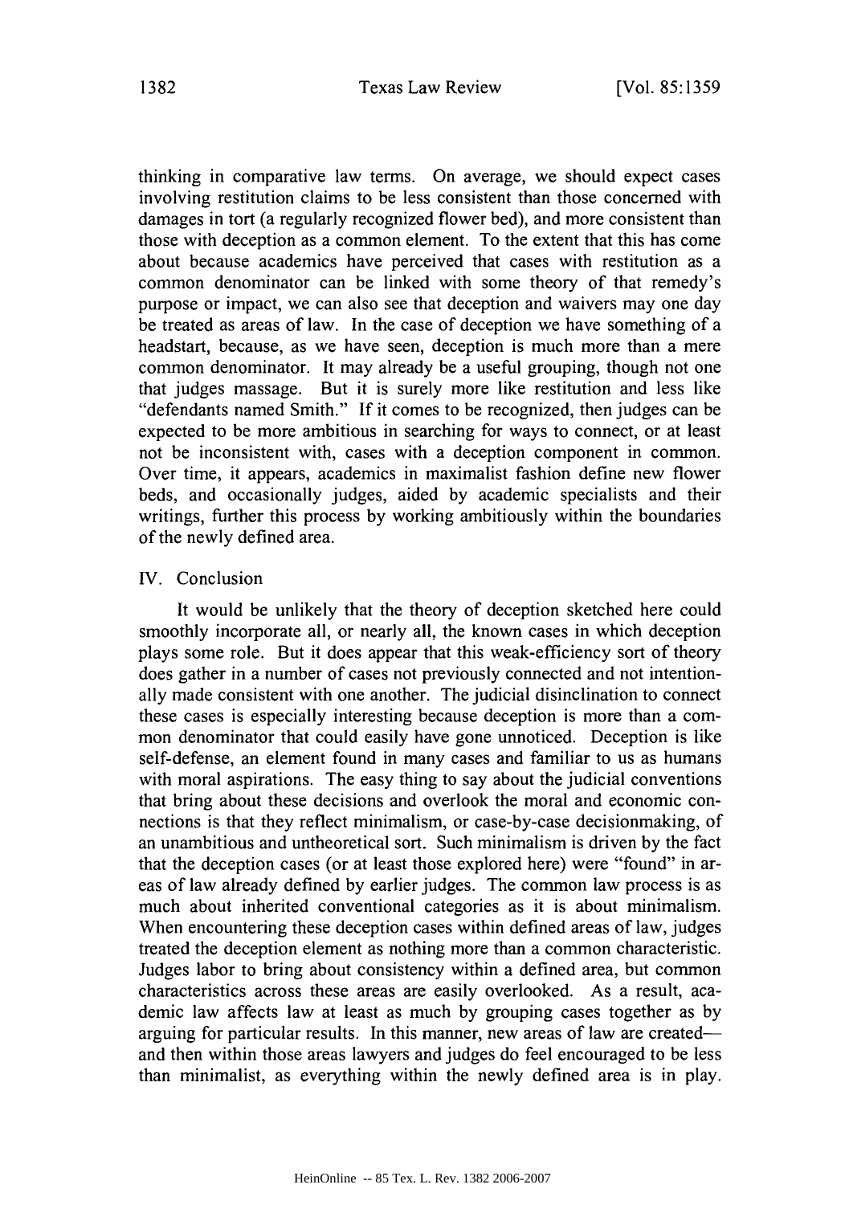thinking in comparative law terms. On average, we should expect cases involving restitution claims to be less consistent than those concerned with damages in tort (a regularly recognized flower bed), and more consistent than those with deception as a common element. To the extent that this has come about because academics have perceived that cases with restitution as a common denominator can be linked with some theory of that remedy's purpose or impact, we can also see that deception and waivers may one day be treated as areas of law. In the case of deception we have something of a headstart, because, as we have seen, deception is much more than a mere common denominator. It may already be a useful grouping, though not one that judges massage. But it is surely more like restitution and less like "defendants named Smith." If it comes to be recognized, then judges can be expected to be more ambitious in searching for ways to connect, or at least not be inconsistent with, cases with a deception component in common. Over time, it appears, academics in maximalist fashion define new flower beds, and occasionally judges, aided by academic specialists and their writings, further this process by working ambitiously within the boundaries of the newly defined area.

## IV. Conclusion

It would be unlikely that the theory of deception sketched here could smoothly incorporate all, or nearly all, the known cases in which deception plays some role. But it does appear that this weak-efficiency sort of theory does gather in a number of cases not previously connected and not intentionally made consistent with one another. The judicial disinclination to connect these cases is especially interesting because deception is more than a common denominator that could easily have gone unnoticed. Deception is like self-defense, an element found in many cases and familiar to us as humans with moral aspirations. The easy thing to say about the judicial conventions that bring about these decisions and overlook the moral and economic connections is that they reflect minimalism, or case-by-case decisionmaking, of an unambitious and untheoretical sort. Such minimalism is driven by the fact that the deception cases (or at least those explored here) were "found" in areas of law already defined by earlier judges. The common law process is as much about inherited conventional categories as it is about minimalism. When encountering these deception cases within defined areas of law, judges treated the deception element as nothing more than a common characteristic. Judges labor to bring about consistency within a defined area, but common characteristics across these areas are easily overlooked. As a result, academic law affects law at least as much by grouping cases together as by arguing for particular results. In this manner, new areas of law are created—and then within those areas lawyers and judges do feel encouraged to be less than minimalist, as everything within the newly defined area is in play.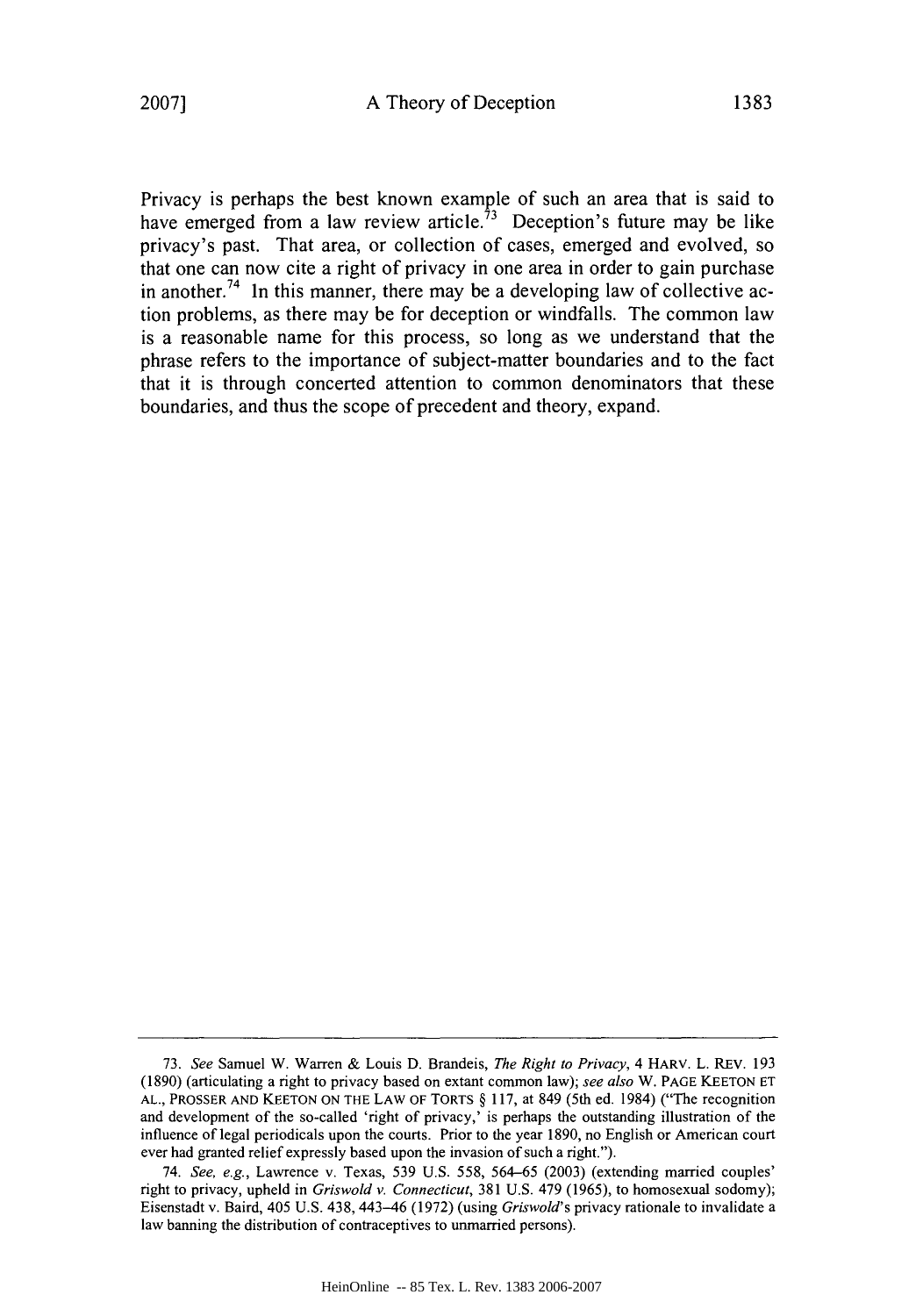Privacy is perhaps the best known example of such an area that is said to have emerged from a law review article.[73] Deception's future may be like privacy's past. That area, or collection of cases, emerged and evolved, so that one can now cite a right of privacy in one area in order to gain purchase in another.[74] In this manner, there may be a developing law of collective action problems, as there may be for deception or windfalls. The common law is a reasonable name for this process, so long as we understand that the phrase refers to the importance of subject-matter boundaries and to the fact that it is through concerted attention to common denominators that these boundaries, and thus the scope of precedent and theory, expand.

---

73. *See* Samuel W. Warren & Louis D. Brandeis, *The Right to Privacy*, 4 HARV. L. REV. 193 (1890) (articulating a right to privacy based on extant common law); *see also* W. PAGE KEETON ET AL., PROSSER AND KEETON ON THE LAW OF TORTS § 117, at 849 (5th ed. 1984) ("The recognition and development of the so-called 'right of privacy,' is perhaps the outstanding illustration of the influence of legal periodicals upon the courts. Prior to the year 1890, no English or American court ever had granted relief expressly based upon the invasion of such a right.").

74. *See, e.g.*, Lawrence v. Texas, 539 U.S. 558, 564–65 (2003) (extending married couples' right to privacy, upheld in *Griswold v. Connecticut*, 381 U.S. 479 (1965), to homosexual sodomy); Eisenstadt v. Baird, 405 U.S. 438, 443–46 (1972) (using *Griswold*'s privacy rationale to invalidate a law banning the distribution of contraceptives to unmarried persons).